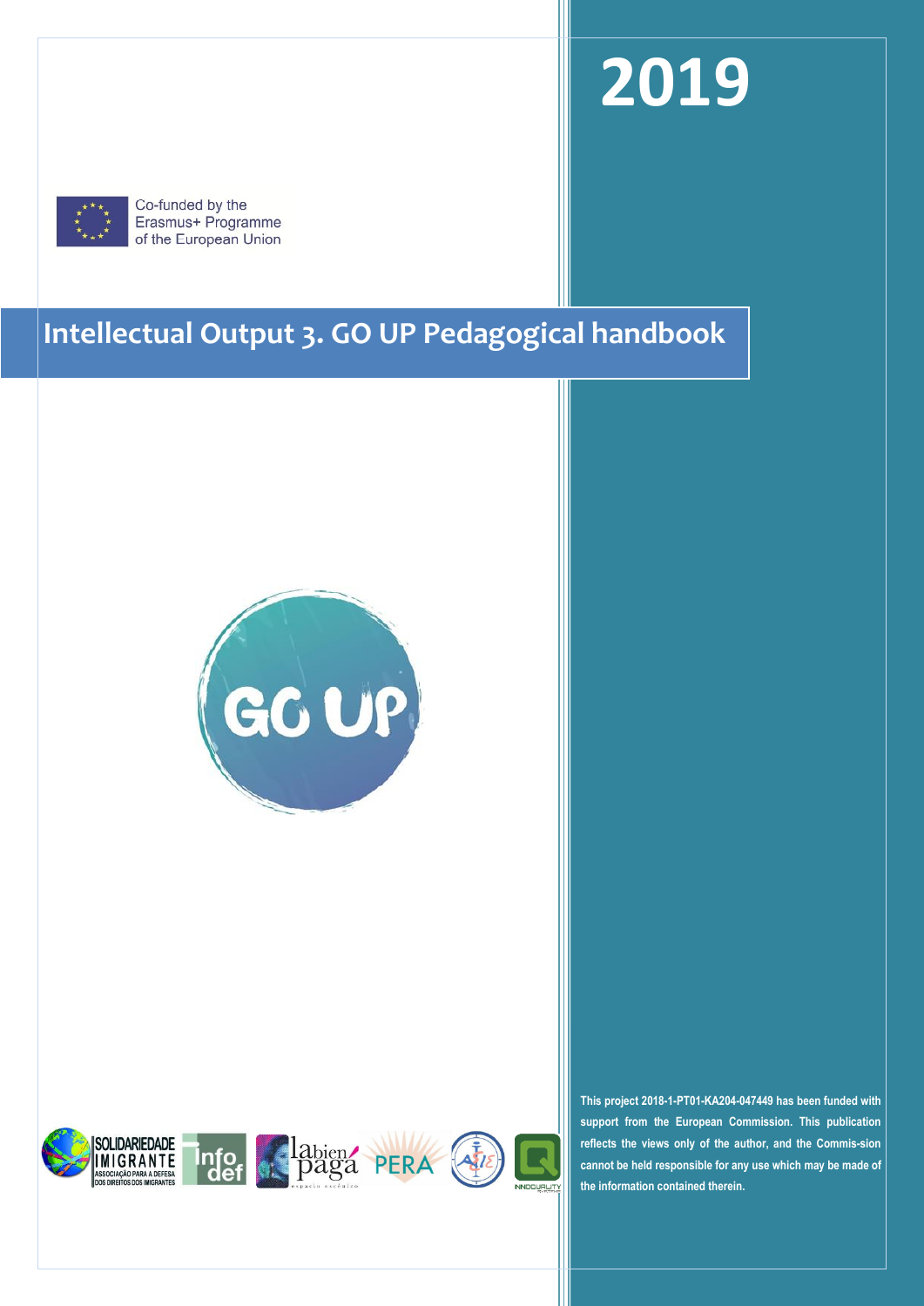# 2019

Co-funded by the Erasmus+ Programme of the European Union

# Intellectual Output 3. GO UP Pedagogical handbook

GO UP

SOLIDARIEDADE IMIGRANTE ASSOCIAÇÃO PARA A DEFESA DOS DIREITOS DOS IMIGRANTES

**This project 2018-1-PT01-KA204-047449 has been funded with support from the European Commission. This publication reflects the views only of the author, and the Commis-sion cannot be held responsible for any use which may be made of the information contained therein.**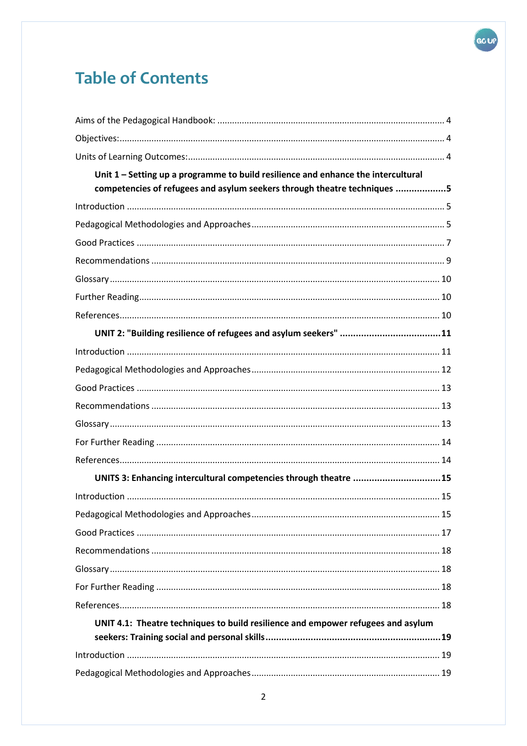# Table of Contents

Aims of the Pedagogical Handbook: ........................................................................................... 4

Objectives:................................................................................................................................. 4

Units of Learning Outcomes:....................................................................................................... 4

**Unit 1 – Setting up a programme to build resilience and enhance the intercultural competencies of refugees and asylum seekers through theatre techniques ..................5**

Introduction ................................................................................................................................ 5

Pedagogical Methodologies and Approaches............................................................................. 5

Good Practices ........................................................................................................................... 7

Recommendations ...................................................................................................................... 9

Glossary .................................................................................................................................... 10

Further Reading......................................................................................................................... 10

References................................................................................................................................. 10

**UNIT 2: "Building resilience of refugees and asylum seekers" .....................................11**

Introduction .............................................................................................................................. 11

Pedagogical Methodologies and Approaches........................................................................... 12

Good Practices .......................................................................................................................... 13

Recommendations .................................................................................................................... 13

Glossary .................................................................................................................................... 13

For Further Reading .................................................................................................................. 14

References................................................................................................................................. 14

**UNITS 3: Enhancing intercultural competencies through theatre ................................15**

Introduction .............................................................................................................................. 15

Pedagogical Methodologies and Approaches........................................................................... 15

Good Practices .......................................................................................................................... 17

Recommendations .................................................................................................................... 18

Glossary .................................................................................................................................... 18

For Further Reading .................................................................................................................. 18

References................................................................................................................................. 18

**UNIT 4.1: Theatre techniques to build resilience and empower refugees and asylum seekers: Training social and personal skills.................................................................19**

Introduction .............................................................................................................................. 19

Pedagogical Methodologies and Approaches........................................................................... 19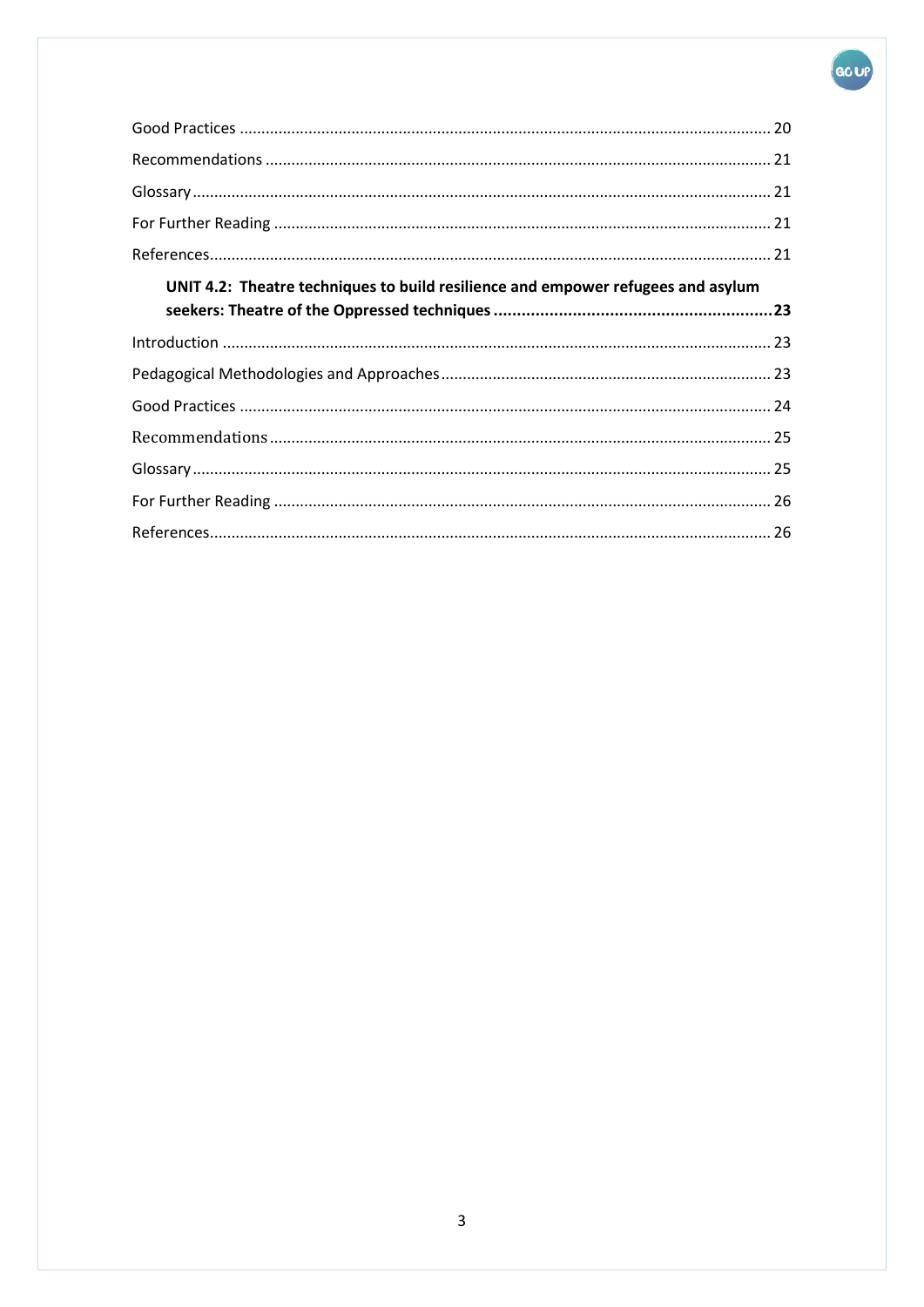Good Practices ........................................................................................................... 20

Recommendations ..................................................................................................... 21

Glossary ..................................................................................................................... 21

For Further Reading .................................................................................................. 21

References .................................................................................................................. 21

**UNIT 4.2: Theatre techniques to build resilience and empower refugees and asylum seekers: Theatre of the Oppressed techniques ............................................................. 23**

Introduction ............................................................................................................... 23

Pedagogical Methodologies and Approaches ............................................................ 23

Good Practices ........................................................................................................... 24

Recommendations ..................................................................................................... 25

Glossary ..................................................................................................................... 25

For Further Reading .................................................................................................. 26

References .................................................................................................................. 26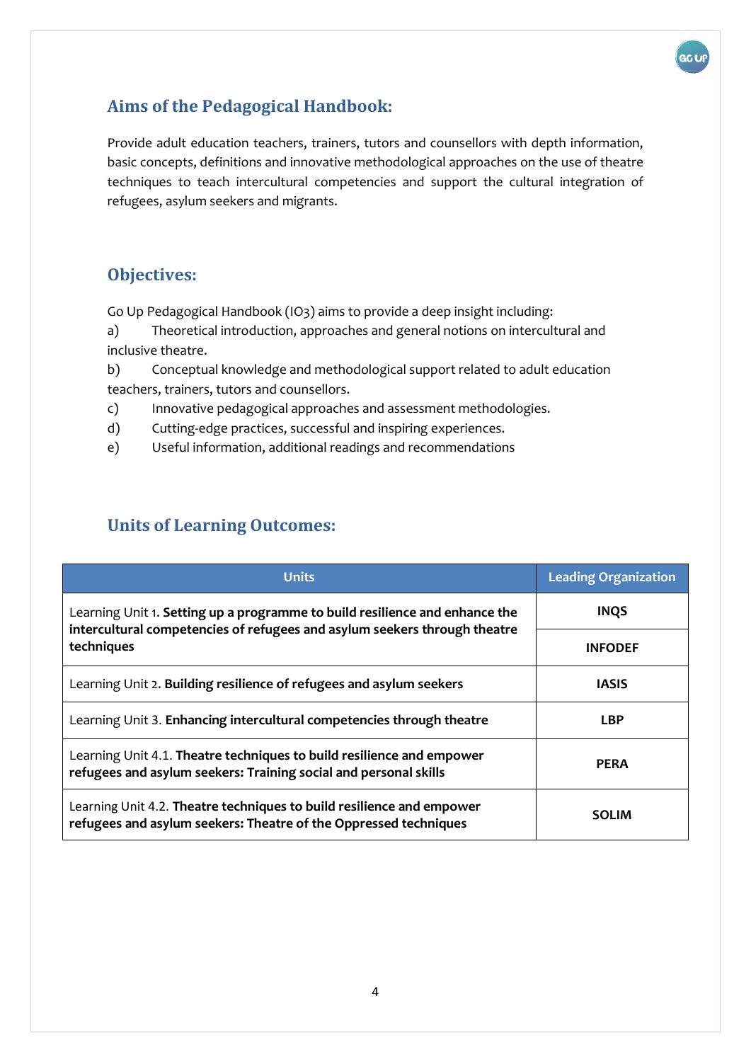## Aims of the Pedagogical Handbook:

Provide adult education teachers, trainers, tutors and counsellors with depth information, basic concepts, definitions and innovative methodological approaches on the use of theatre techniques to teach intercultural competencies and support the cultural integration of refugees, asylum seekers and migrants.

## Objectives:

Go Up Pedagogical Handbook (IO3) aims to provide a deep insight including:

a) Theoretical introduction, approaches and general notions on intercultural and inclusive theatre.

b) Conceptual knowledge and methodological support related to adult education teachers, trainers, tutors and counsellors.

c) Innovative pedagogical approaches and assessment methodologies.

d) Cutting-edge practices, successful and inspiring experiences.

e) Useful information, additional readings and recommendations

## Units of Learning Outcomes:

| Units | Leading Organization |
|---|---|
| Learning Unit 1. **Setting up a programme to build resilience and enhance the intercultural competencies of refugees and asylum seekers through theatre techniques** | **INQS** |
| | **INFODEF** |
| Learning Unit 2. **Building resilience of refugees and asylum seekers** | **IASIS** |
| Learning Unit 3. **Enhancing intercultural competencies through theatre** | **LBP** |
| Learning Unit 4.1. **Theatre techniques to build resilience and empower refugees and asylum seekers: Training social and personal skills** | **PERA** |
| Learning Unit 4.2. **Theatre techniques to build resilience and empower refugees and asylum seekers: Theatre of the Oppressed techniques** | **SOLIM** |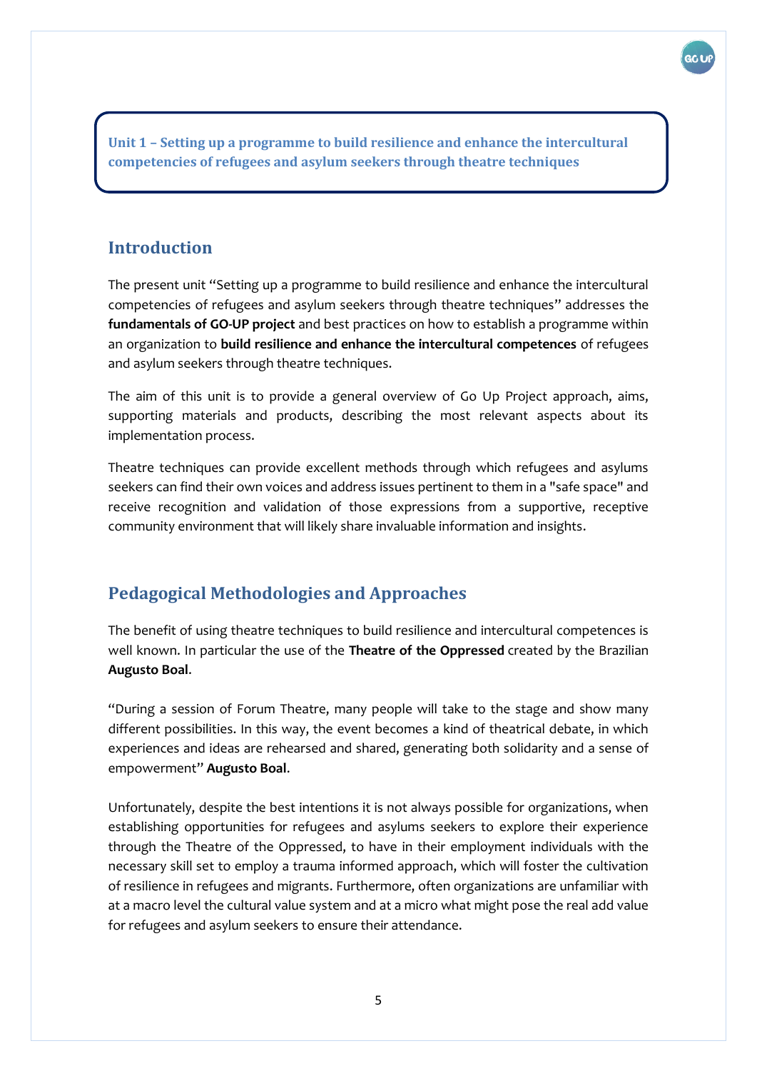**Unit 1 – Setting up a programme to build resilience and enhance the intercultural competencies of refugees and asylum seekers through theatre techniques**

## Introduction

The present unit "Setting up a programme to build resilience and enhance the intercultural competencies of refugees and asylum seekers through theatre techniques" addresses the **fundamentals of GO-UP project** and best practices on how to establish a programme within an organization to **build resilience and enhance the intercultural competences** of refugees and asylum seekers through theatre techniques.

The aim of this unit is to provide a general overview of Go Up Project approach, aims, supporting materials and products, describing the most relevant aspects about its implementation process.

Theatre techniques can provide excellent methods through which refugees and asylums seekers can find their own voices and address issues pertinent to them in a "safe space" and receive recognition and validation of those expressions from a supportive, receptive community environment that will likely share invaluable information and insights.

## Pedagogical Methodologies and Approaches

The benefit of using theatre techniques to build resilience and intercultural competences is well known. In particular the use of the **Theatre of the Oppressed** created by the Brazilian **Augusto Boal**.

"During a session of Forum Theatre, many people will take to the stage and show many different possibilities. In this way, the event becomes a kind of theatrical debate, in which experiences and ideas are rehearsed and shared, generating both solidarity and a sense of empowerment" **Augusto Boal**.

Unfortunately, despite the best intentions it is not always possible for organizations, when establishing opportunities for refugees and asylums seekers to explore their experience through the Theatre of the Oppressed, to have in their employment individuals with the necessary skill set to employ a trauma informed approach, which will foster the cultivation of resilience in refugees and migrants. Furthermore, often organizations are unfamiliar with at a macro level the cultural value system and at a micro what might pose the real add value for refugees and asylum seekers to ensure their attendance.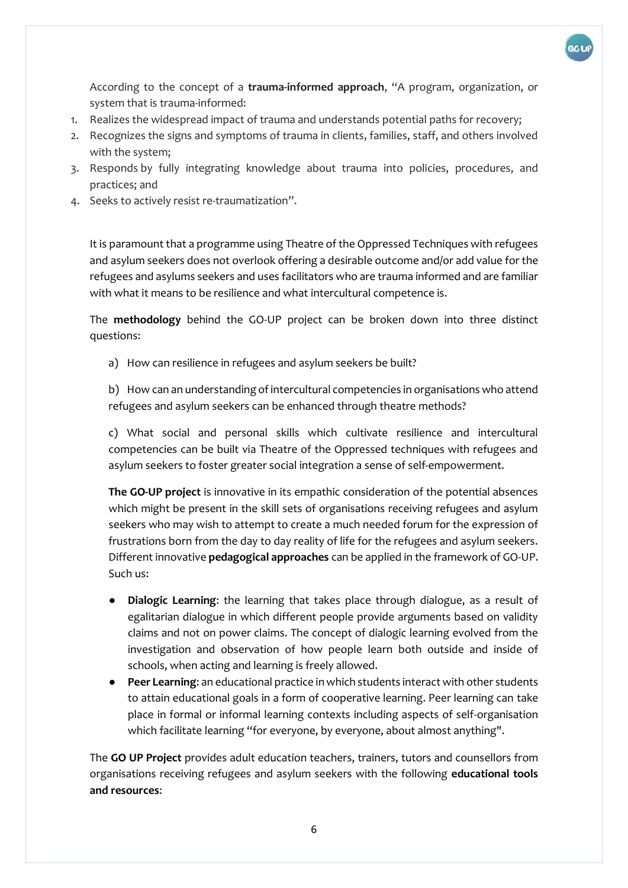According to the concept of a **trauma-informed approach**, "A program, organization, or system that is trauma-informed:

1. Realizes the widespread impact of trauma and understands potential paths for recovery;
2. Recognizes the signs and symptoms of trauma in clients, families, staff, and others involved with the system;
3. Responds by fully integrating knowledge about trauma into policies, procedures, and practices; and
4. Seeks to actively resist re-traumatization".

It is paramount that a programme using Theatre of the Oppressed Techniques with refugees and asylum seekers does not overlook offering a desirable outcome and/or add value for the refugees and asylums seekers and uses facilitators who are trauma informed and are familiar with what it means to be resilience and what intercultural competence is.

The **methodology** behind the GO-UP project can be broken down into three distinct questions:

a) How can resilience in refugees and asylum seekers be built?

b) How can an understanding of intercultural competencies in organisations who attend refugees and asylum seekers can be enhanced through theatre methods?

c) What social and personal skills which cultivate resilience and intercultural competencies can be built via Theatre of the Oppressed techniques with refugees and asylum seekers to foster greater social integration a sense of self-empowerment.

**The GO-UP project** is innovative in its empathic consideration of the potential absences which might be present in the skill sets of organisations receiving refugees and asylum seekers who may wish to attempt to create a much needed forum for the expression of frustrations born from the day to day reality of life for the refugees and asylum seekers. Different innovative **pedagogical approaches** can be applied in the framework of GO-UP. Such us:

- **Dialogic Learning**: the learning that takes place through dialogue, as a result of egalitarian dialogue in which different people provide arguments based on validity claims and not on power claims. The concept of dialogic learning evolved from the investigation and observation of how people learn both outside and inside of schools, when acting and learning is freely allowed.
- **Peer Learning**: an educational practice in which students interact with other students to attain educational goals in a form of cooperative learning. Peer learning can take place in formal or informal learning contexts including aspects of self-organisation which facilitate learning "for everyone, by everyone, about almost anything".

The **GO UP Project** provides adult education teachers, trainers, tutors and counsellors from organisations receiving refugees and asylum seekers with the following **educational tools and resources**: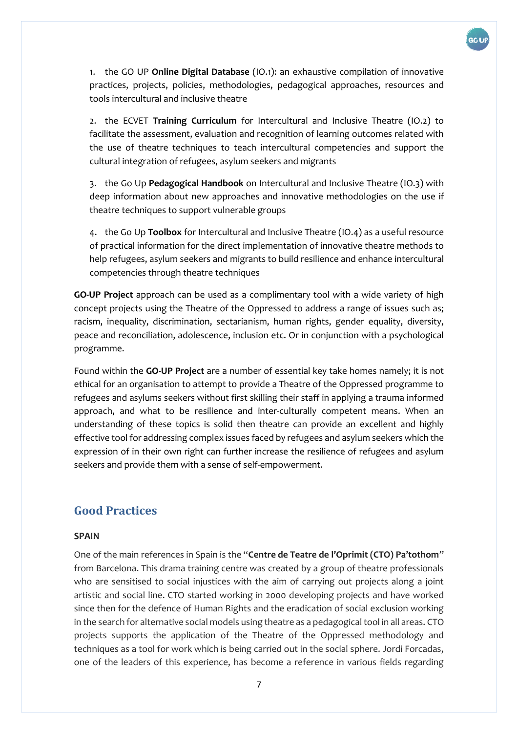1. the GO UP **Online Digital Database** (IO.1): an exhaustive compilation of innovative practices, projects, policies, methodologies, pedagogical approaches, resources and tools intercultural and inclusive theatre

2. the ECVET **Training Curriculum** for Intercultural and Inclusive Theatre (IO.2) to facilitate the assessment, evaluation and recognition of learning outcomes related with the use of theatre techniques to teach intercultural competencies and support the cultural integration of refugees, asylum seekers and migrants

3. the Go Up **Pedagogical Handbook** on Intercultural and Inclusive Theatre (IO.3) with deep information about new approaches and innovative methodologies on the use if theatre techniques to support vulnerable groups

4. the Go Up **Toolbox** for Intercultural and Inclusive Theatre (IO.4) as a useful resource of practical information for the direct implementation of innovative theatre methods to help refugees, asylum seekers and migrants to build resilience and enhance intercultural competencies through theatre techniques

**GO-UP Project** approach can be used as a complimentary tool with a wide variety of high concept projects using the Theatre of the Oppressed to address a range of issues such as; racism, inequality, discrimination, sectarianism, human rights, gender equality, diversity, peace and reconciliation, adolescence, inclusion etc. Or in conjunction with a psychological programme.

Found within the **GO-UP Project** are a number of essential key take homes namely; it is not ethical for an organisation to attempt to provide a Theatre of the Oppressed programme to refugees and asylums seekers without first skilling their staff in applying a trauma informed approach, and what to be resilience and inter-culturally competent means. When an understanding of these topics is solid then theatre can provide an excellent and highly effective tool for addressing complex issues faced by refugees and asylum seekers which the expression of in their own right can further increase the resilience of refugees and asylum seekers and provide them with a sense of self-empowerment.

## Good Practices

### SPAIN

One of the main references in Spain is the "**Centre de Teatre de l'Oprimit (CTO) Pa'tothom**" from Barcelona. This drama training centre was created by a group of theatre professionals who are sensitised to social injustices with the aim of carrying out projects along a joint artistic and social line. CTO started working in 2000 developing projects and have worked since then for the defence of Human Rights and the eradication of social exclusion working in the search for alternative social models using theatre as a pedagogical tool in all areas. CTO projects supports the application of the Theatre of the Oppressed methodology and techniques as a tool for work which is being carried out in the social sphere. Jordi Forcadas, one of the leaders of this experience, has become a reference in various fields regarding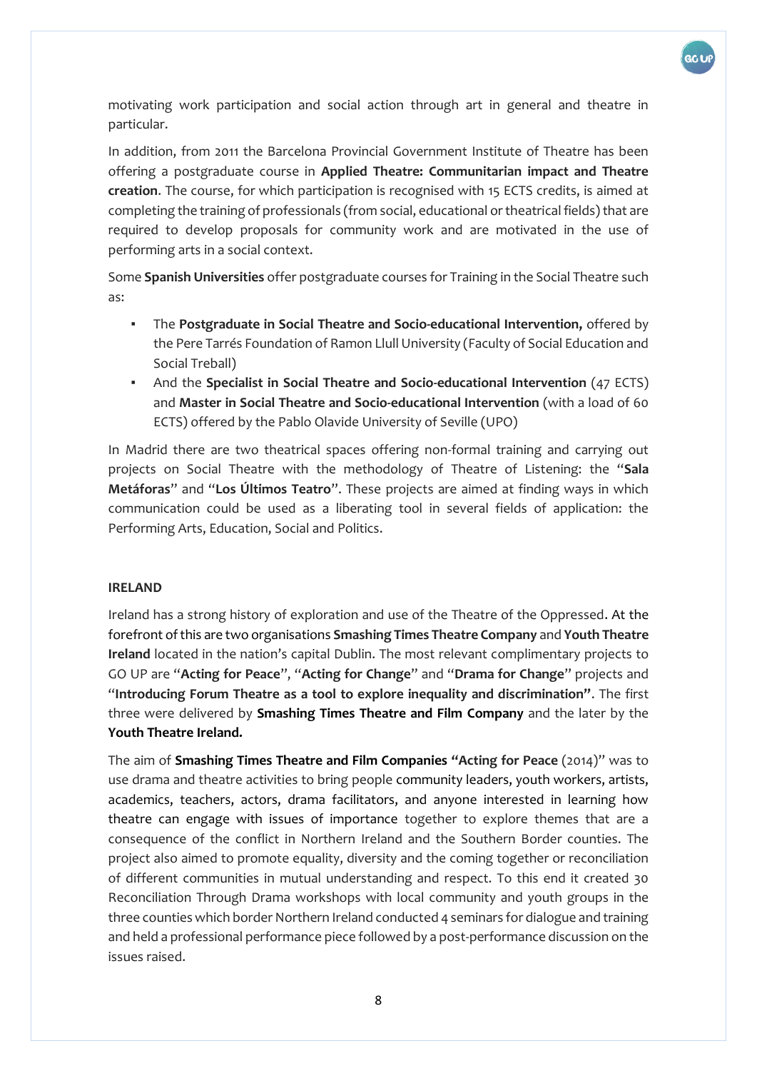motivating work participation and social action through art in general and theatre in particular.

In addition, from 2011 the Barcelona Provincial Government Institute of Theatre has been offering a postgraduate course in **Applied Theatre: Communitarian impact and Theatre creation**. The course, for which participation is recognised with 15 ECTS credits, is aimed at completing the training of professionals (from social, educational or theatrical fields) that are required to develop proposals for community work and are motivated in the use of performing arts in a social context.

Some **Spanish Universities** offer postgraduate courses for Training in the Social Theatre such as:

- The **Postgraduate in Social Theatre and Socio-educational Intervention,** offered by the Pere Tarrés Foundation of Ramon Llull University (Faculty of Social Education and Social Treball)
- And the **Specialist in Social Theatre and Socio-educational Intervention** (47 ECTS) and **Master in Social Theatre and Socio-educational Intervention** (with a load of 60 ECTS) offered by the Pablo Olavide University of Seville (UPO)

In Madrid there are two theatrical spaces offering non-formal training and carrying out projects on Social Theatre with the methodology of Theatre of Listening: the "**Sala Metáforas**" and "**Los Últimos Teatro**". These projects are aimed at finding ways in which communication could be used as a liberating tool in several fields of application: the Performing Arts, Education, Social and Politics.

**IRELAND**

Ireland has a strong history of exploration and use of the Theatre of the Oppressed. At the forefront of this are two organisations **Smashing Times Theatre Company** and **Youth Theatre Ireland** located in the nation's capital Dublin. The most relevant complimentary projects to GO UP are "**Acting for Peace**", "**Acting for Change**" and "**Drama for Change**" projects and "**Introducing Forum Theatre as a tool to explore inequality and discrimination"**. The first three were delivered by **Smashing Times Theatre and Film Company** and the later by the **Youth Theatre Ireland.**

The aim of **Smashing Times Theatre and Film Companies "Acting for Peace** (2014)" was to use drama and theatre activities to bring people community leaders, youth workers, artists, academics, teachers, actors, drama facilitators, and anyone interested in learning how theatre can engage with issues of importance together to explore themes that are a consequence of the conflict in Northern Ireland and the Southern Border counties. The project also aimed to promote equality, diversity and the coming together or reconciliation of different communities in mutual understanding and respect. To this end it created 30 Reconciliation Through Drama workshops with local community and youth groups in the three counties which border Northern Ireland conducted 4 seminars for dialogue and training and held a professional performance piece followed by a post-performance discussion on the issues raised.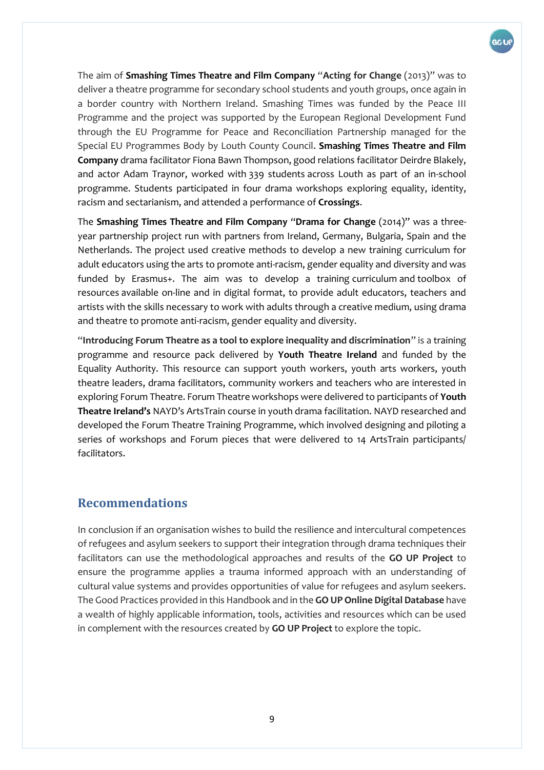The aim of **Smashing Times Theatre and Film Company** "**Acting for Change** (2013)" was to deliver a theatre programme for secondary school students and youth groups, once again in a border country with Northern Ireland. Smashing Times was funded by the Peace III Programme and the project was supported by the European Regional Development Fund through the EU Programme for Peace and Reconciliation Partnership managed for the Special EU Programmes Body by Louth County Council. **Smashing Times Theatre and Film Company** drama facilitator Fiona Bawn Thompson, good relations facilitator Deirdre Blakely, and actor Adam Traynor, worked with 339 students across Louth as part of an in-school programme. Students participated in four drama workshops exploring equality, identity, racism and sectarianism, and attended a performance of **Crossings**.

The **Smashing Times Theatre and Film Company** "**Drama for Change** (2014)" was a three-year partnership project run with partners from Ireland, Germany, Bulgaria, Spain and the Netherlands. The project used creative methods to develop a new training curriculum for adult educators using the arts to promote anti-racism, gender equality and diversity and was funded by Erasmus+. The aim was to develop a training curriculum and toolbox of resources available on-line and in digital format, to provide adult educators, teachers and artists with the skills necessary to work with adults through a creative medium, using drama and theatre to promote anti-racism, gender equality and diversity.

"**Introducing Forum Theatre as a tool to explore inequality and discrimination**" is a training programme and resource pack delivered by **Youth Theatre Ireland** and funded by the Equality Authority. This resource can support youth workers, youth arts workers, youth theatre leaders, drama facilitators, community workers and teachers who are interested in exploring Forum Theatre. Forum Theatre workshops were delivered to participants of **Youth Theatre Ireland's** NAYD's ArtsTrain course in youth drama facilitation. NAYD researched and developed the Forum Theatre Training Programme, which involved designing and piloting a series of workshops and Forum pieces that were delivered to 14 ArtsTrain participants/ facilitators.

## Recommendations

In conclusion if an organisation wishes to build the resilience and intercultural competences of refugees and asylum seekers to support their integration through drama techniques their facilitators can use the methodological approaches and results of the **GO UP Project** to ensure the programme applies a trauma informed approach with an understanding of cultural value systems and provides opportunities of value for refugees and asylum seekers. The Good Practices provided in this Handbook and in the **GO UP Online Digital Database** have a wealth of highly applicable information, tools, activities and resources which can be used in complement with the resources created by **GO UP Project** to explore the topic.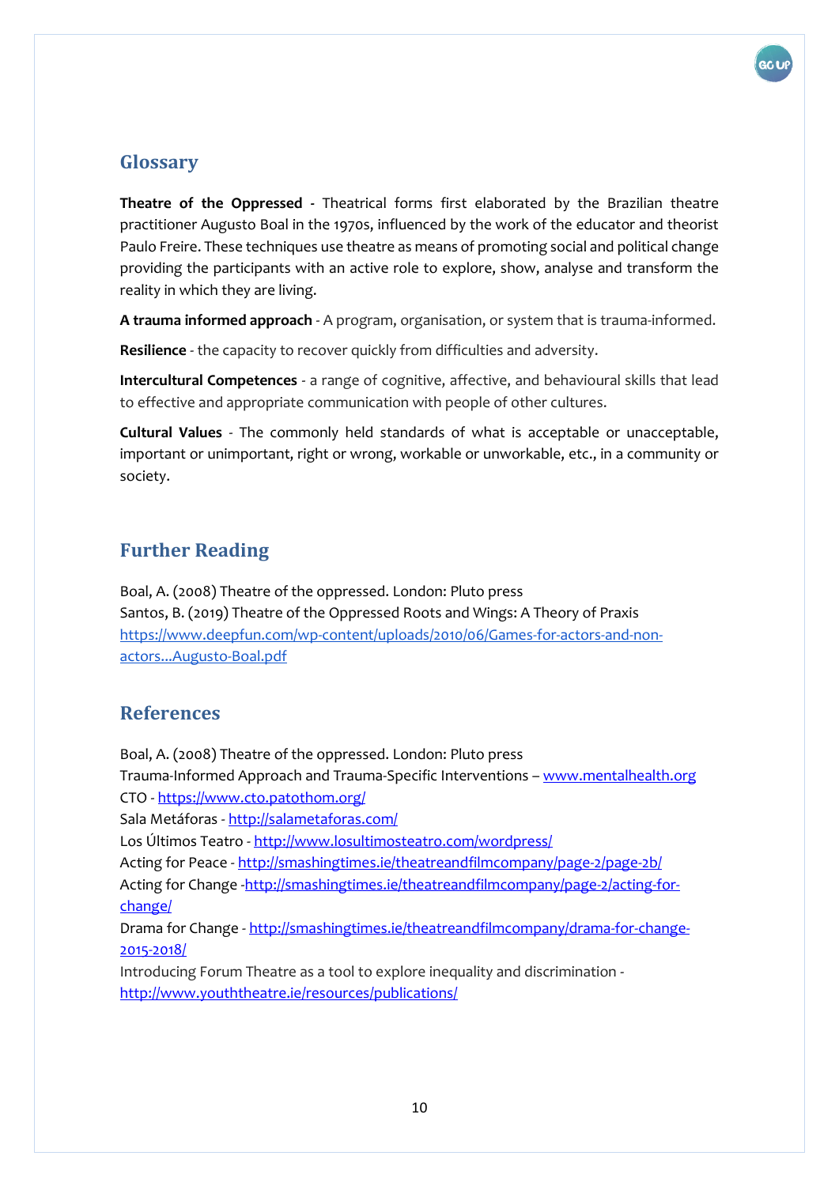## Glossary

**Theatre of the Oppressed** - Theatrical forms first elaborated by the Brazilian theatre practitioner Augusto Boal in the 1970s, influenced by the work of the educator and theorist Paulo Freire. These techniques use theatre as means of promoting social and political change providing the participants with an active role to explore, show, analyse and transform the reality in which they are living.

**A trauma informed approach** - A program, organisation, or system that is trauma-informed.

**Resilience** - the capacity to recover quickly from difficulties and adversity.

**Intercultural Competences** - a range of cognitive, affective, and behavioural skills that lead to effective and appropriate communication with people of other cultures.

**Cultural Values** - The commonly held standards of what is acceptable or unacceptable, important or unimportant, right or wrong, workable or unworkable, etc., in a community or society.

## Further Reading

Boal, A. (2008) Theatre of the oppressed. London: Pluto press
Santos, B. (2019) Theatre of the Oppressed Roots and Wings: A Theory of Praxis
https://www.deepfun.com/wp-content/uploads/2010/06/Games-for-actors-and-non-actors...Augusto-Boal.pdf

## References

Boal, A. (2008) Theatre of the oppressed. London: Pluto press
Trauma-Informed Approach and Trauma-Specific Interventions – www.mentalhealth.org
CTO - https://www.cto.patothom.org/
Sala Metáforas - http://salametaforas.com/
Los Últimos Teatro - http://www.losultimosteatro.com/wordpress/
Acting for Peace - http://smashingtimes.ie/theatreandfilmcompany/page-2/page-2b/
Acting for Change -http://smashingtimes.ie/theatreandfilmcompany/page-2/acting-for-change/
Drama for Change - http://smashingtimes.ie/theatreandfilmcompany/drama-for-change-2015-2018/
Introducing Forum Theatre as a tool to explore inequality and discrimination - http://www.youththeatre.ie/resources/publications/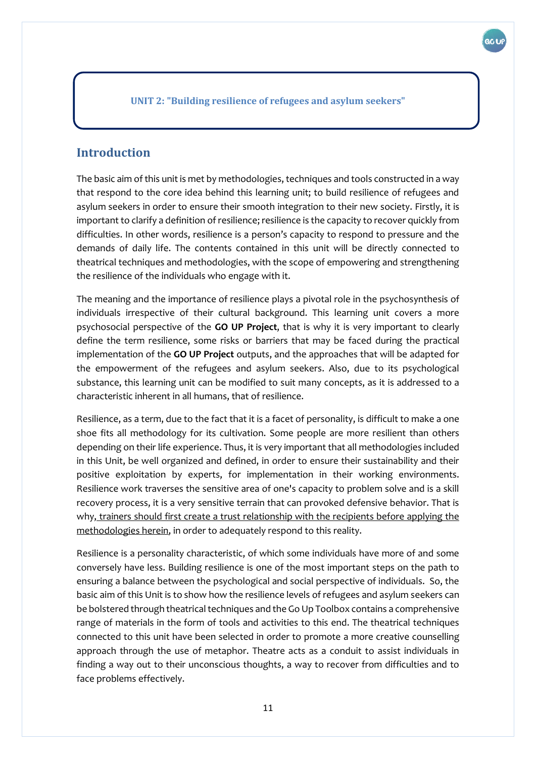## UNIT 2: "Building resilience of refugees and asylum seekers"

## Introduction

The basic aim of this unit is met by methodologies, techniques and tools constructed in a way that respond to the core idea behind this learning unit; to build resilience of refugees and asylum seekers in order to ensure their smooth integration to their new society. Firstly, it is important to clarify a definition of resilience; resilience is the capacity to recover quickly from difficulties. In other words, resilience is a person's capacity to respond to pressure and the demands of daily life. The contents contained in this unit will be directly connected to theatrical techniques and methodologies, with the scope of empowering and strengthening the resilience of the individuals who engage with it.

The meaning and the importance of resilience plays a pivotal role in the psychosynthesis of individuals irrespective of their cultural background. This learning unit covers a more psychosocial perspective of the **GO UP Project**, that is why it is very important to clearly define the term resilience, some risks or barriers that may be faced during the practical implementation of the **GO UP Project** outputs, and the approaches that will be adapted for the empowerment of the refugees and asylum seekers. Also, due to its psychological substance, this learning unit can be modified to suit many concepts, as it is addressed to a characteristic inherent in all humans, that of resilience.

Resilience, as a term, due to the fact that it is a facet of personality, is difficult to make a one shoe fits all methodology for its cultivation. Some people are more resilient than others depending on their life experience. Thus, it is very important that all methodologies included in this Unit, be well organized and defined, in order to ensure their sustainability and their positive exploitation by experts, for implementation in their working environments. Resilience work traverses the sensitive area of one's capacity to problem solve and is a skill recovery process, it is a very sensitive terrain that can provoked defensive behavior. That is why, trainers should first create a trust relationship with the recipients before applying the methodologies herein, in order to adequately respond to this reality.

Resilience is a personality characteristic, of which some individuals have more of and some conversely have less. Building resilience is one of the most important steps on the path to ensuring a balance between the psychological and social perspective of individuals. So, the basic aim of this Unit is to show how the resilience levels of refugees and asylum seekers can be bolstered through theatrical techniques and the Go Up Toolbox contains a comprehensive range of materials in the form of tools and activities to this end. The theatrical techniques connected to this unit have been selected in order to promote a more creative counselling approach through the use of metaphor. Theatre acts as a conduit to assist individuals in finding a way out to their unconscious thoughts, a way to recover from difficulties and to face problems effectively.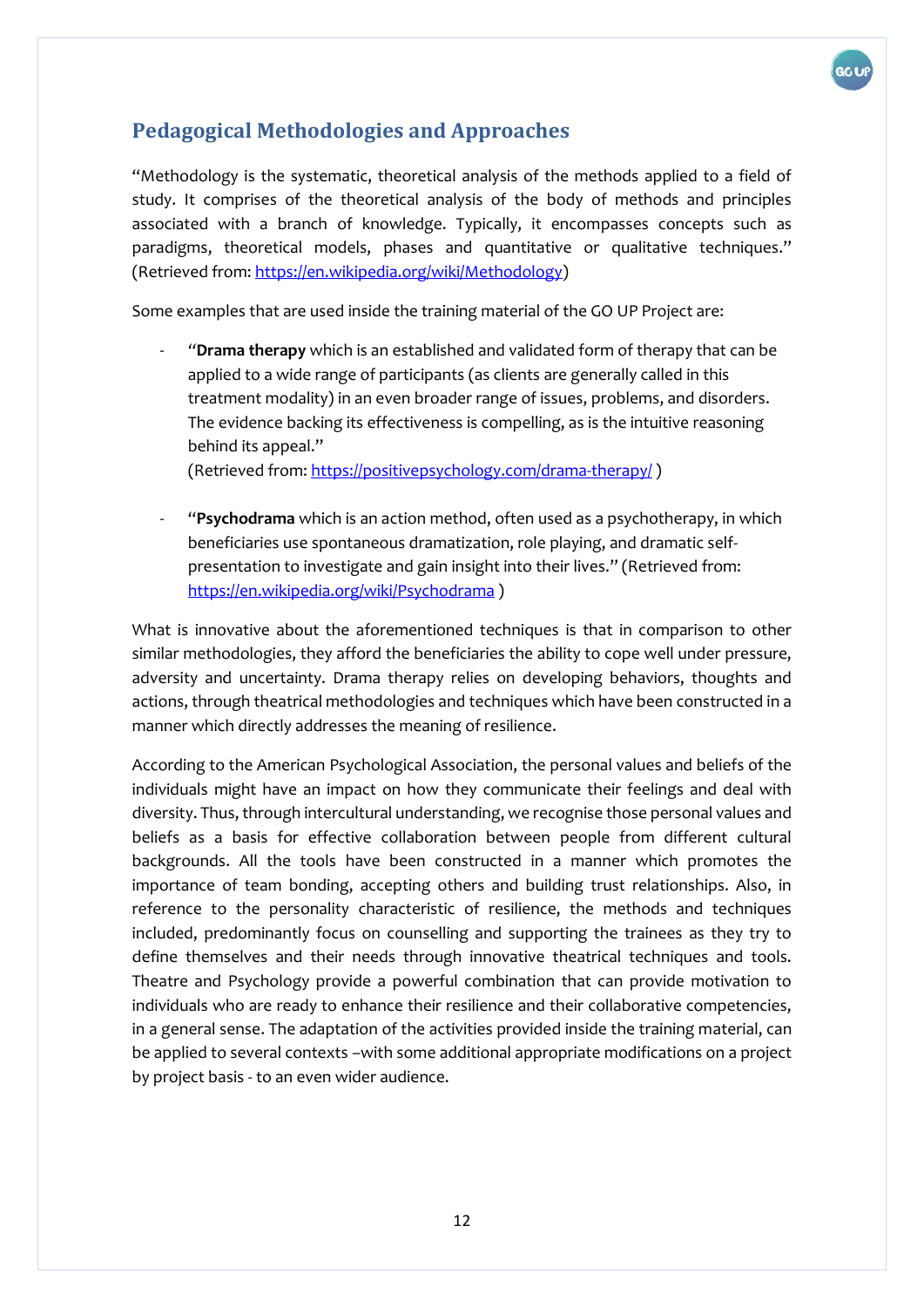## Pedagogical Methodologies and Approaches

"Methodology is the systematic, theoretical analysis of the methods applied to a field of study. It comprises of the theoretical analysis of the body of methods and principles associated with a branch of knowledge. Typically, it encompasses concepts such as paradigms, theoretical models, phases and quantitative or qualitative techniques." (Retrieved from: https://en.wikipedia.org/wiki/Methodology)

Some examples that are used inside the training material of the GO UP Project are:

- "**Drama therapy** which is an established and validated form of therapy that can be applied to a wide range of participants (as clients are generally called in this treatment modality) in an even broader range of issues, problems, and disorders. The evidence backing its effectiveness is compelling, as is the intuitive reasoning behind its appeal."
  (Retrieved from: https://positivepsychology.com/drama-therapy/ )

- "**Psychodrama** which is an action method, often used as a psychotherapy, in which beneficiaries use spontaneous dramatization, role playing, and dramatic self-presentation to investigate and gain insight into their lives." (Retrieved from: https://en.wikipedia.org/wiki/Psychodrama )

What is innovative about the aforementioned techniques is that in comparison to other similar methodologies, they afford the beneficiaries the ability to cope well under pressure, adversity and uncertainty. Drama therapy relies on developing behaviors, thoughts and actions, through theatrical methodologies and techniques which have been constructed in a manner which directly addresses the meaning of resilience.

According to the American Psychological Association, the personal values and beliefs of the individuals might have an impact on how they communicate their feelings and deal with diversity. Thus, through intercultural understanding, we recognise those personal values and beliefs as a basis for effective collaboration between people from different cultural backgrounds. All the tools have been constructed in a manner which promotes the importance of team bonding, accepting others and building trust relationships. Also, in reference to the personality characteristic of resilience, the methods and techniques included, predominantly focus on counselling and supporting the trainees as they try to define themselves and their needs through innovative theatrical techniques and tools. Theatre and Psychology provide a powerful combination that can provide motivation to individuals who are ready to enhance their resilience and their collaborative competencies, in a general sense. The adaptation of the activities provided inside the training material, can be applied to several contexts –with some additional appropriate modifications on a project by project basis - to an even wider audience.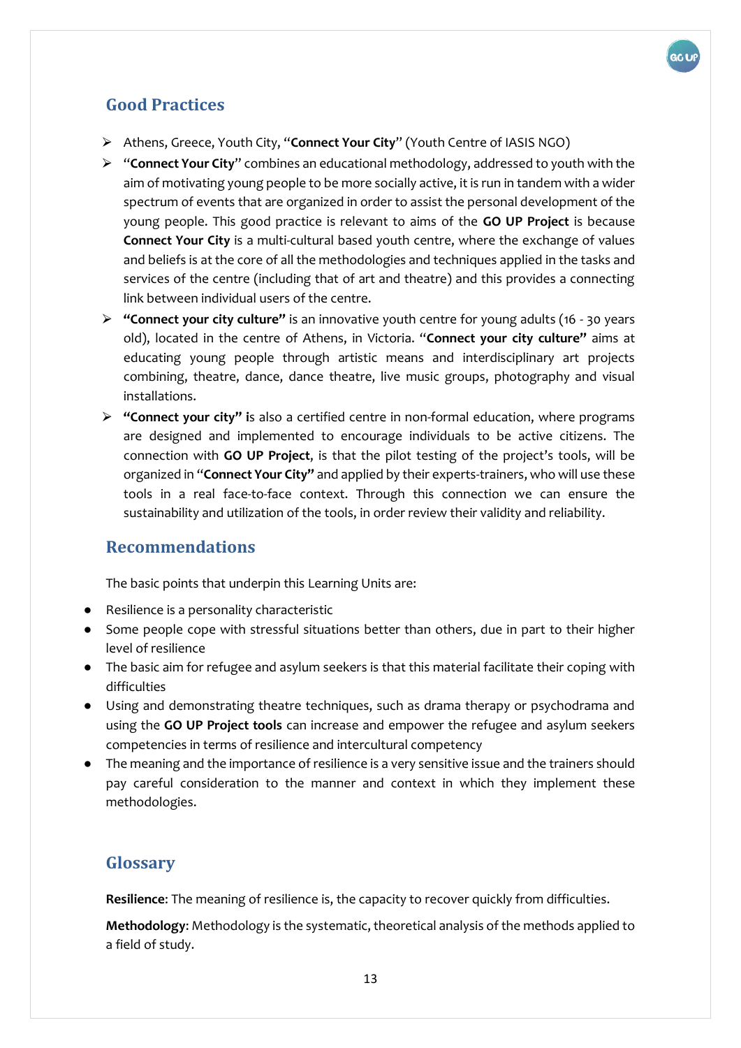## Good Practices

- Athens, Greece, Youth City, "**Connect Your City**" (Youth Centre of IASIS NGO)
- "**Connect Your City**" combines an educational methodology, addressed to youth with the aim of motivating young people to be more socially active, it is run in tandem with a wider spectrum of events that are organized in order to assist the personal development of the young people. This good practice is relevant to aims of the **GO UP Project** is because **Connect Your City** is a multi-cultural based youth centre, where the exchange of values and beliefs is at the core of all the methodologies and techniques applied in the tasks and services of the centre (including that of art and theatre) and this provides a connecting link between individual users of the centre.
- **"Connect your city culture"** is an innovative youth centre for young adults (16 - 30 years old), located in the centre of Athens, in Victoria. "**Connect your city culture"** aims at educating young people through artistic means and interdisciplinary art projects combining, theatre, dance, dance theatre, live music groups, photography and visual installations.
- **"Connect your city" i**s also a certified centre in non-formal education, where programs are designed and implemented to encourage individuals to be active citizens. The connection with **GO UP Project**, is that the pilot testing of the project's tools, will be organized in "**Connect Your City"** and applied by their experts-trainers, who will use these tools in a real face-to-face context. Through this connection we can ensure the sustainability and utilization of the tools, in order review their validity and reliability.

## Recommendations

The basic points that underpin this Learning Units are:

- Resilience is a personality characteristic
- Some people cope with stressful situations better than others, due in part to their higher level of resilience
- The basic aim for refugee and asylum seekers is that this material facilitate their coping with difficulties
- Using and demonstrating theatre techniques, such as drama therapy or psychodrama and using the **GO UP Project tools** can increase and empower the refugee and asylum seekers competencies in terms of resilience and intercultural competency
- The meaning and the importance of resilience is a very sensitive issue and the trainers should pay careful consideration to the manner and context in which they implement these methodologies.

## Glossary

**Resilience**: The meaning of resilience is, the capacity to recover quickly from difficulties.

**Methodology**: Methodology is the systematic, theoretical analysis of the methods applied to a field of study.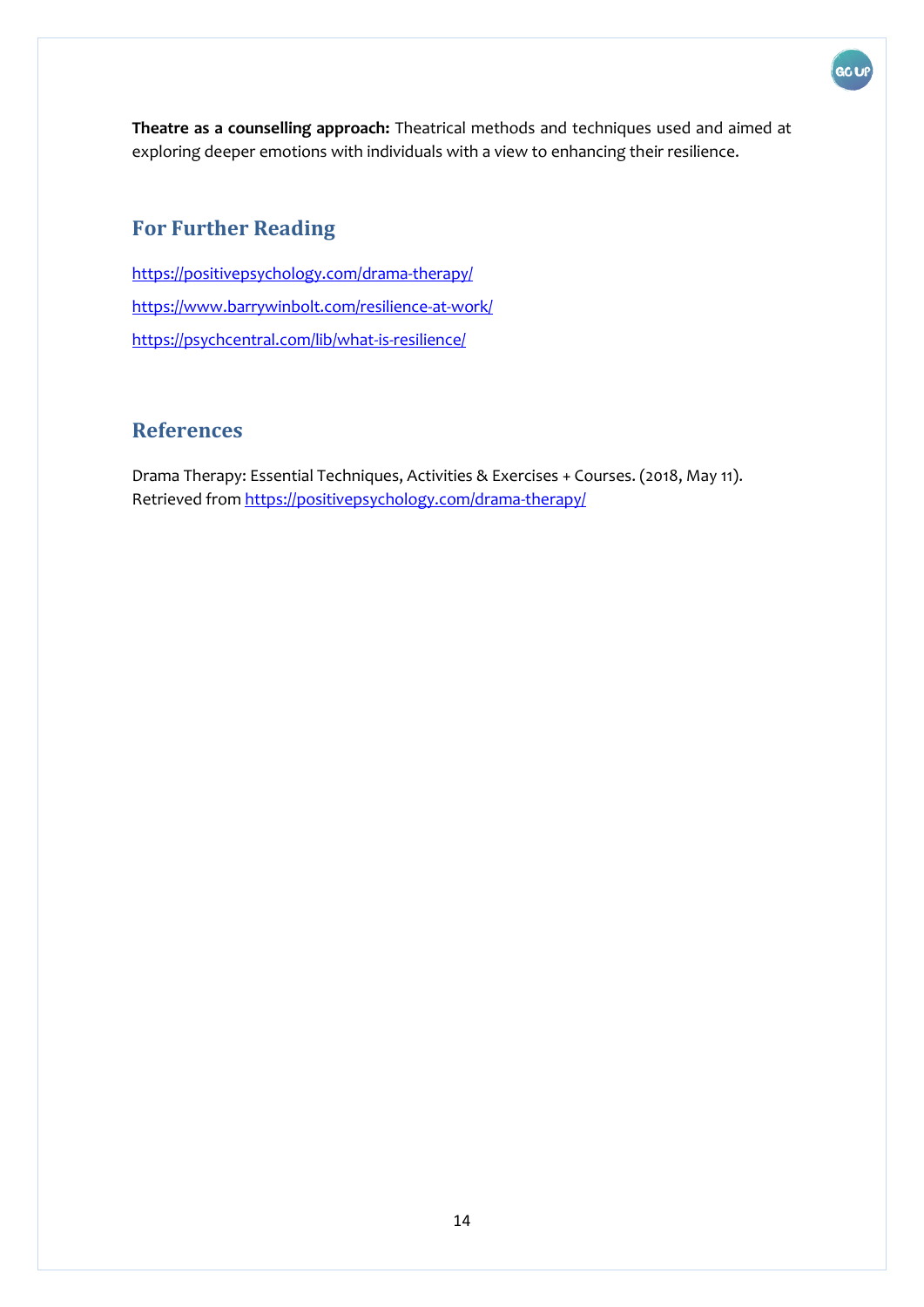**Theatre as a counselling approach:** Theatrical methods and techniques used and aimed at exploring deeper emotions with individuals with a view to enhancing their resilience.

## For Further Reading

https://positivepsychology.com/drama-therapy/

https://www.barrywinbolt.com/resilience-at-work/

https://psychcentral.com/lib/what-is-resilience/

## References

Drama Therapy: Essential Techniques, Activities & Exercises + Courses. (2018, May 11). Retrieved from https://positivepsychology.com/drama-therapy/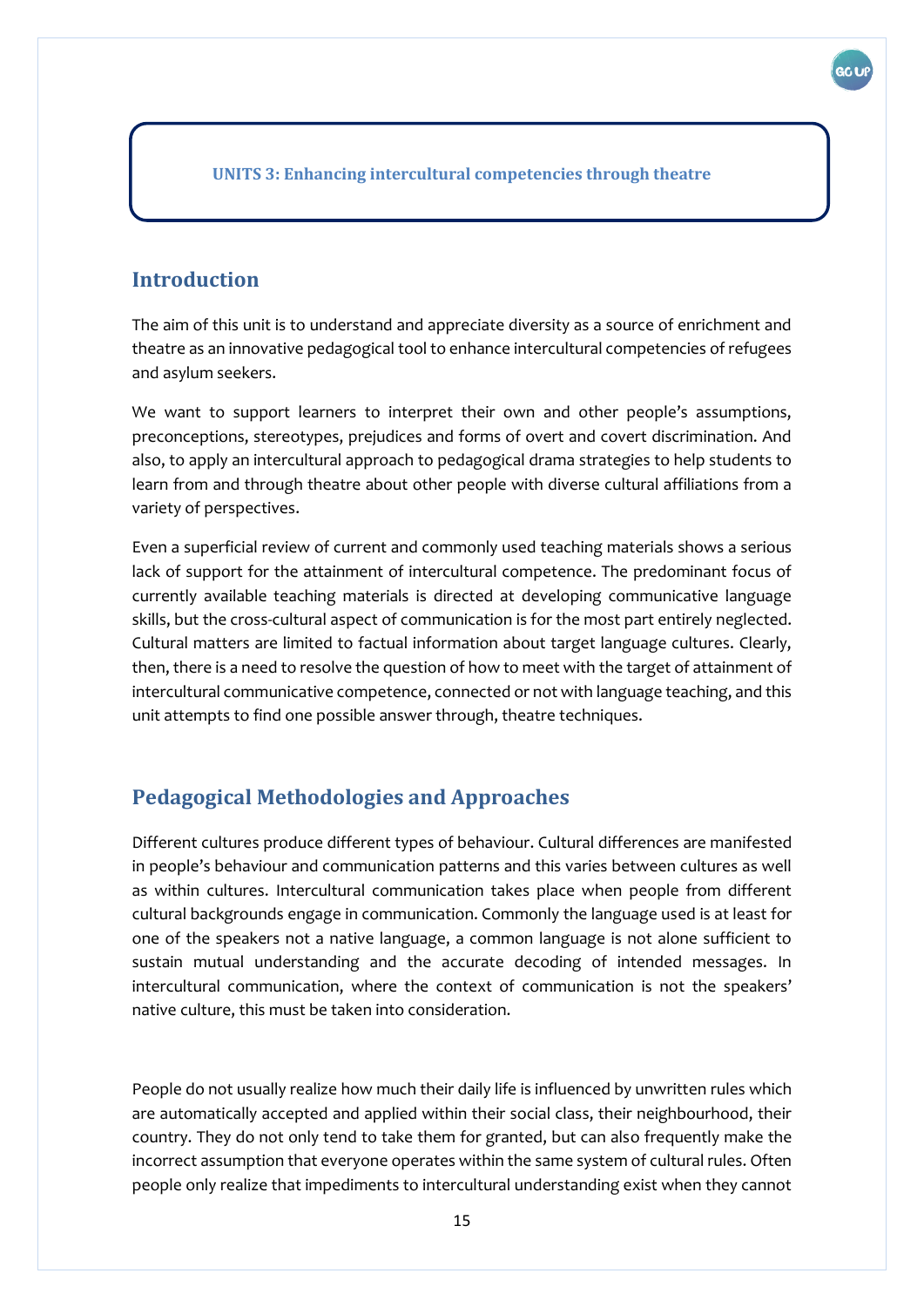**UNITS 3: Enhancing intercultural competencies through theatre**

## Introduction

The aim of this unit is to understand and appreciate diversity as a source of enrichment and theatre as an innovative pedagogical tool to enhance intercultural competencies of refugees and asylum seekers.

We want to support learners to interpret their own and other people's assumptions, preconceptions, stereotypes, prejudices and forms of overt and covert discrimination. And also, to apply an intercultural approach to pedagogical drama strategies to help students to learn from and through theatre about other people with diverse cultural affiliations from a variety of perspectives.

Even a superficial review of current and commonly used teaching materials shows a serious lack of support for the attainment of intercultural competence. The predominant focus of currently available teaching materials is directed at developing communicative language skills, but the cross-cultural aspect of communication is for the most part entirely neglected. Cultural matters are limited to factual information about target language cultures. Clearly, then, there is a need to resolve the question of how to meet with the target of attainment of intercultural communicative competence, connected or not with language teaching, and this unit attempts to find one possible answer through, theatre techniques.

## Pedagogical Methodologies and Approaches

Different cultures produce different types of behaviour. Cultural differences are manifested in people's behaviour and communication patterns and this varies between cultures as well as within cultures. Intercultural communication takes place when people from different cultural backgrounds engage in communication. Commonly the language used is at least for one of the speakers not a native language, a common language is not alone sufficient to sustain mutual understanding and the accurate decoding of intended messages. In intercultural communication, where the context of communication is not the speakers' native culture, this must be taken into consideration.

People do not usually realize how much their daily life is influenced by unwritten rules which are automatically accepted and applied within their social class, their neighbourhood, their country. They do not only tend to take them for granted, but can also frequently make the incorrect assumption that everyone operates within the same system of cultural rules. Often people only realize that impediments to intercultural understanding exist when they cannot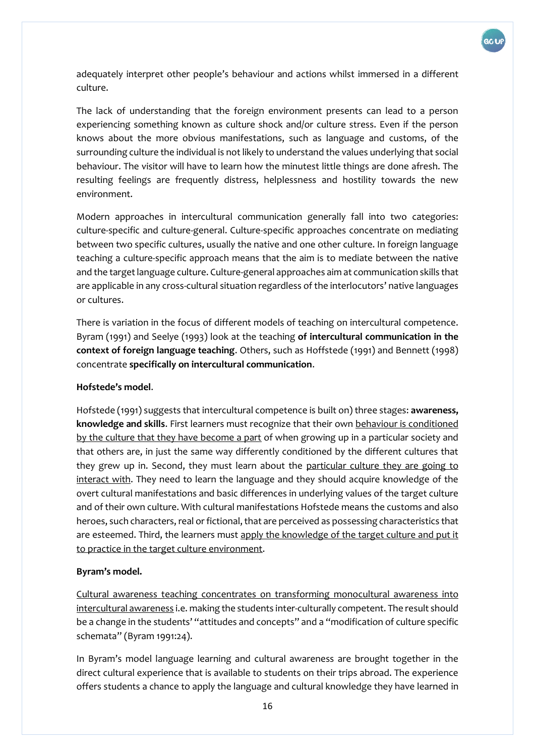adequately interpret other people's behaviour and actions whilst immersed in a different culture.

The lack of understanding that the foreign environment presents can lead to a person experiencing something known as culture shock and/or culture stress. Even if the person knows about the more obvious manifestations, such as language and customs, of the surrounding culture the individual is not likely to understand the values underlying that social behaviour. The visitor will have to learn how the minutest little things are done afresh. The resulting feelings are frequently distress, helplessness and hostility towards the new environment.

Modern approaches in intercultural communication generally fall into two categories: culture-specific and culture-general. Culture-specific approaches concentrate on mediating between two specific cultures, usually the native and one other culture. In foreign language teaching a culture-specific approach means that the aim is to mediate between the native and the target language culture. Culture-general approaches aim at communication skills that are applicable in any cross-cultural situation regardless of the interlocutors' native languages or cultures.

There is variation in the focus of different models of teaching on intercultural competence. Byram (1991) and Seelye (1993) look at the teaching **of intercultural communication in the context of foreign language teaching**. Others, such as Hoffstede (1991) and Bennett (1998) concentrate **specifically on intercultural communication**.

**Hofstede's model**.

Hofstede (1991) suggests that intercultural competence is built on) three stages: **awareness, knowledge and skills**. First learners must recognize that their own <u>behaviour is conditioned by the culture that they have become a part</u> of when growing up in a particular society and that others are, in just the same way differently conditioned by the different cultures that they grew up in. Second, they must learn about the <u>particular culture they are going to interact with</u>. They need to learn the language and they should acquire knowledge of the overt cultural manifestations and basic differences in underlying values of the target culture and of their own culture. With cultural manifestations Hofstede means the customs and also heroes, such characters, real or fictional, that are perceived as possessing characteristics that are esteemed. Third, the learners must <u>apply the knowledge of the target culture and put it to practice in the target culture environment</u>.

**Byram's model.**

<u>Cultural awareness teaching concentrates on transforming monocultural awareness into intercultural awareness</u> i.e. making the students inter-culturally competent. The result should be a change in the students' "attitudes and concepts" and a "modification of culture specific schemata" (Byram 1991:24).

In Byram's model language learning and cultural awareness are brought together in the direct cultural experience that is available to students on their trips abroad. The experience offers students a chance to apply the language and cultural knowledge they have learned in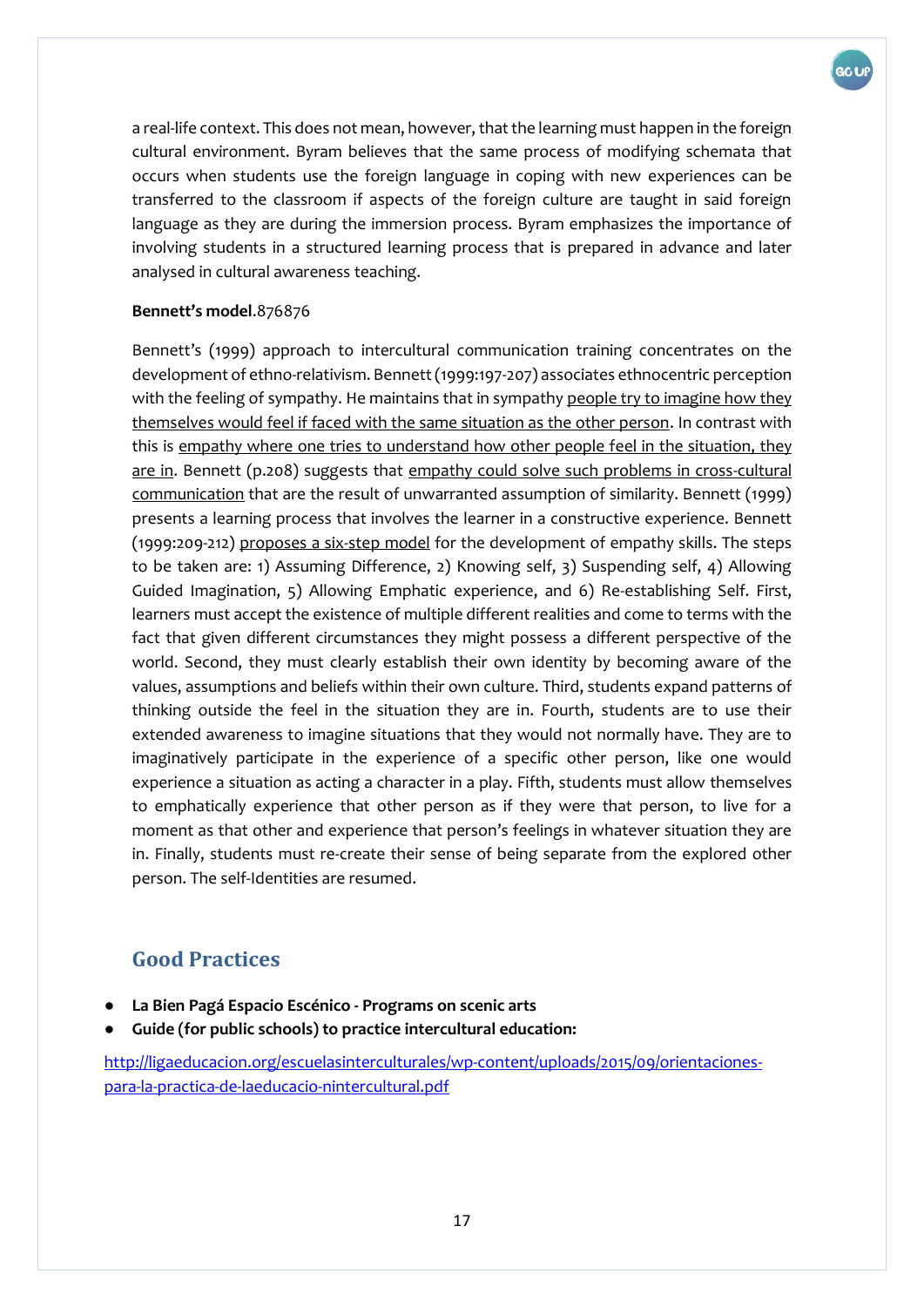a real-life context. This does not mean, however, that the learning must happen in the foreign cultural environment. Byram believes that the same process of modifying schemata that occurs when students use the foreign language in coping with new experiences can be transferred to the classroom if aspects of the foreign culture are taught in said foreign language as they are during the immersion process. Byram emphasizes the importance of involving students in a structured learning process that is prepared in advance and later analysed in cultural awareness teaching.

**Bennett's model**.876876

Bennett's (1999) approach to intercultural communication training concentrates on the development of ethno-relativism. Bennett (1999:197-207) associates ethnocentric perception with the feeling of sympathy. He maintains that in sympathy people try to imagine how they themselves would feel if faced with the same situation as the other person. In contrast with this is empathy where one tries to understand how other people feel in the situation, they are in. Bennett (p.208) suggests that empathy could solve such problems in cross-cultural communication that are the result of unwarranted assumption of similarity. Bennett (1999) presents a learning process that involves the learner in a constructive experience. Bennett (1999:209-212) proposes a six-step model for the development of empathy skills. The steps to be taken are: 1) Assuming Difference, 2) Knowing self, 3) Suspending self, 4) Allowing Guided Imagination, 5) Allowing Emphatic experience, and 6) Re-establishing Self. First, learners must accept the existence of multiple different realities and come to terms with the fact that given different circumstances they might possess a different perspective of the world. Second, they must clearly establish their own identity by becoming aware of the values, assumptions and beliefs within their own culture. Third, students expand patterns of thinking outside the feel in the situation they are in. Fourth, students are to use their extended awareness to imagine situations that they would not normally have. They are to imaginatively participate in the experience of a specific other person, like one would experience a situation as acting a character in a play. Fifth, students must allow themselves to emphatically experience that other person as if they were that person, to live for a moment as that other and experience that person's feelings in whatever situation they are in. Finally, students must re-create their sense of being separate from the explored other person. The self-Identities are resumed.

## Good Practices

- **La Bien Pagá Espacio Escénico - Programs on scenic arts**
- **Guide (for public schools) to practice intercultural education:**

http://ligaeducacion.org/escuelasinterculturales/wp-content/uploads/2015/09/orientaciones-para-la-practica-de-laeducacio-nintercultural.pdf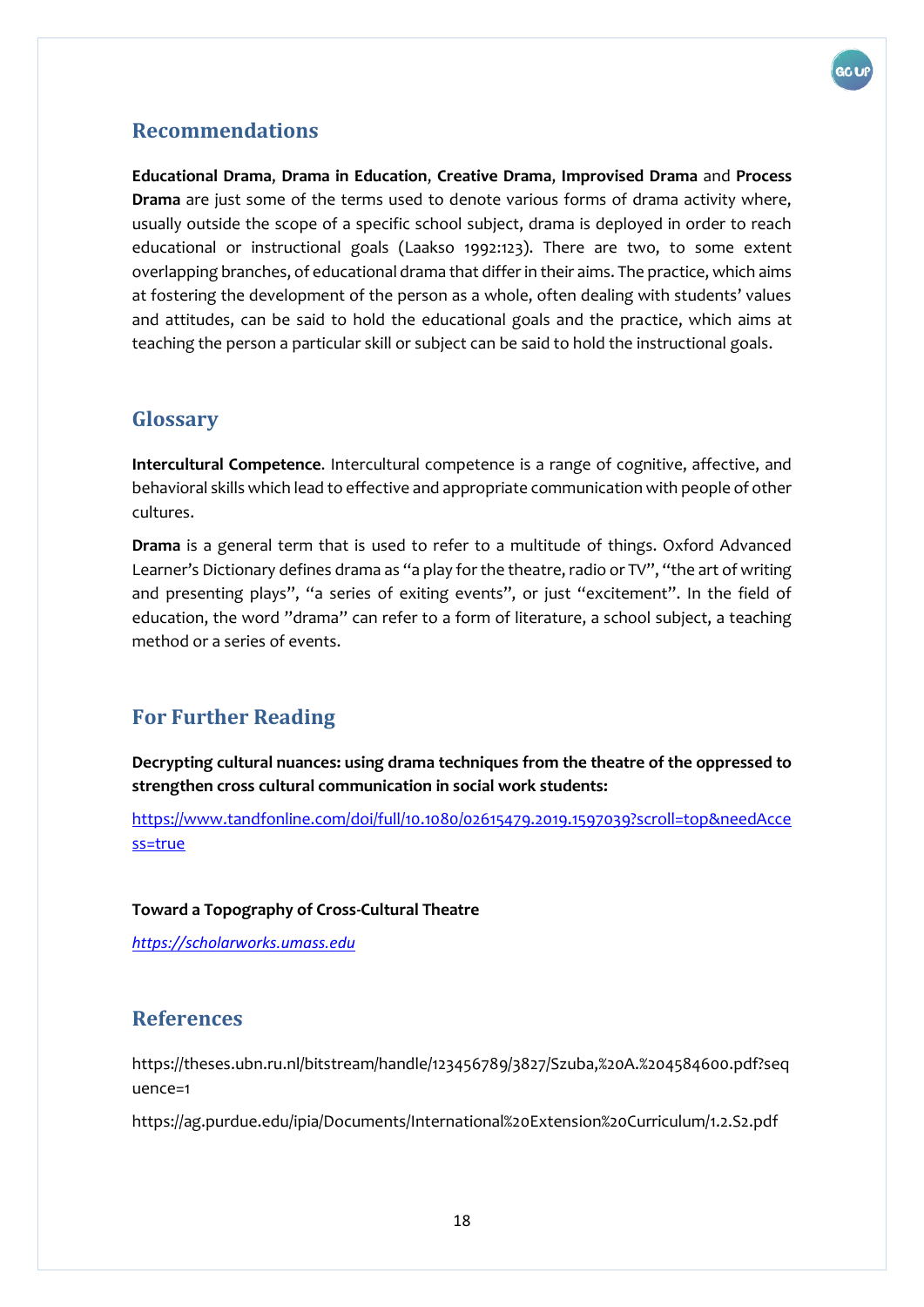## Recommendations

**Educational Drama**, **Drama in Education**, **Creative Drama**, **Improvised Drama** and **Process Drama** are just some of the terms used to denote various forms of drama activity where, usually outside the scope of a specific school subject, drama is deployed in order to reach educational or instructional goals (Laakso 1992:123). There are two, to some extent overlapping branches, of educational drama that differ in their aims. The practice, which aims at fostering the development of the person as a whole, often dealing with students' values and attitudes, can be said to hold the educational goals and the practice, which aims at teaching the person a particular skill or subject can be said to hold the instructional goals.

## Glossary

**Intercultural Competence**. Intercultural competence is a range of cognitive, affective, and behavioral skills which lead to effective and appropriate communication with people of other cultures.

**Drama** is a general term that is used to refer to a multitude of things. Oxford Advanced Learner's Dictionary defines drama as "a play for the theatre, radio or TV", "the art of writing and presenting plays", "a series of exiting events", or just "excitement". In the field of education, the word "drama" can refer to a form of literature, a school subject, a teaching method or a series of events.

## For Further Reading

**Decrypting cultural nuances: using drama techniques from the theatre of the oppressed to strengthen cross cultural communication in social work students:**

[https://www.tandfonline.com/doi/full/10.1080/02615479.2019.1597039?scroll=top&needAccess=true](https://www.tandfonline.com/doi/full/10.1080/02615479.2019.1597039?scroll=top&needAccess=true)

**Toward a Topography of Cross-Cultural Theatre**

*[https://scholarworks.umass.edu](https://scholarworks.umass.edu)*

## References

https://theses.ubn.ru.nl/bitstream/handle/123456789/3827/Szuba,%20A.%204584600.pdf?sequence=1

https://ag.purdue.edu/ipia/Documents/International%20Extension%20Curriculum/1.2.S2.pdf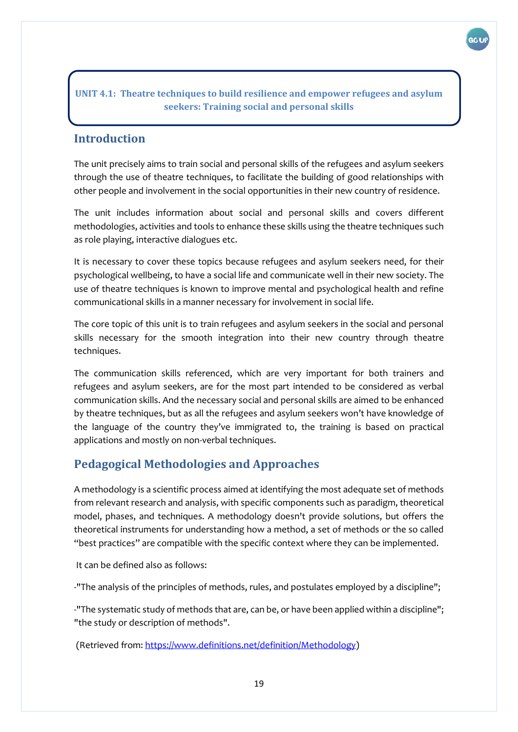**UNIT 4.1: Theatre techniques to build resilience and empower refugees and asylum seekers: Training social and personal skills**

## Introduction

The unit precisely aims to train social and personal skills of the refugees and asylum seekers through the use of theatre techniques, to facilitate the building of good relationships with other people and involvement in the social opportunities in their new country of residence.

The unit includes information about social and personal skills and covers different methodologies, activities and tools to enhance these skills using the theatre techniques such as role playing, interactive dialogues etc.

It is necessary to cover these topics because refugees and asylum seekers need, for their psychological wellbeing, to have a social life and communicate well in their new society. The use of theatre techniques is known to improve mental and psychological health and refine communicational skills in a manner necessary for involvement in social life.

The core topic of this unit is to train refugees and asylum seekers in the social and personal skills necessary for the smooth integration into their new country through theatre techniques.

The communication skills referenced, which are very important for both trainers and refugees and asylum seekers, are for the most part intended to be considered as verbal communication skills. And the necessary social and personal skills are aimed to be enhanced by theatre techniques, but as all the refugees and asylum seekers won't have knowledge of the language of the country they've immigrated to, the training is based on practical applications and mostly on non-verbal techniques.

## Pedagogical Methodologies and Approaches

A methodology is a scientific process aimed at identifying the most adequate set of methods from relevant research and analysis, with specific components such as paradigm, theoretical model, phases, and techniques. A methodology doesn't provide solutions, but offers the theoretical instruments for understanding how a method, a set of methods or the so called "best practices" are compatible with the specific context where they can be implemented.

It can be defined also as follows:

-"The analysis of the principles of methods, rules, and postulates employed by a discipline";

-"The systematic study of methods that are, can be, or have been applied within a discipline"; "the study or description of methods".

(Retrieved from: https://www.definitions.net/definition/Methodology)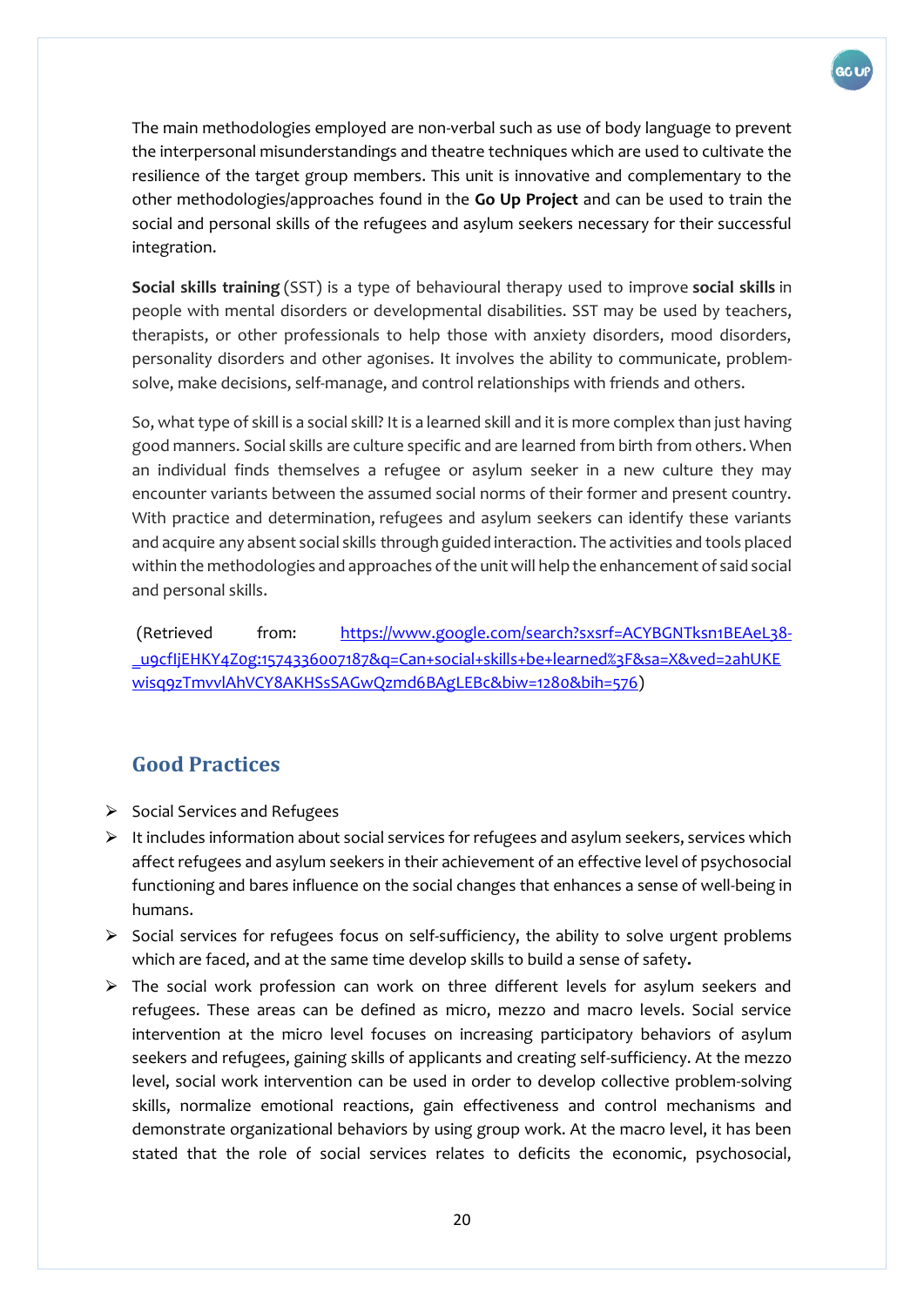The main methodologies employed are non-verbal such as use of body language to prevent the interpersonal misunderstandings and theatre techniques which are used to cultivate the resilience of the target group members. This unit is innovative and complementary to the other methodologies/approaches found in the **Go Up Project** and can be used to train the social and personal skills of the refugees and asylum seekers necessary for their successful integration.

**Social skills training** (SST) is a type of behavioural therapy used to improve **social skills** in people with mental disorders or developmental disabilities. SST may be used by teachers, therapists, or other professionals to help those with anxiety disorders, mood disorders, personality disorders and other agonises. It involves the ability to communicate, problem-solve, make decisions, self-manage, and control relationships with friends and others.

So, what type of skill is a social skill? It is a learned skill and it is more complex than just having good manners. Social skills are culture specific and are learned from birth from others. When an individual finds themselves a refugee or asylum seeker in a new culture they may encounter variants between the assumed social norms of their former and present country. With practice and determination, refugees and asylum seekers can identify these variants and acquire any absent social skills through guided interaction. The activities and tools placed within the methodologies and approaches of the unit will help the enhancement of said social and personal skills.

(Retrieved from: https://www.google.com/search?sxsrf=ACYBGNTksn1BEAeL38-_u9cfIjEHKY4Z0g:1574336007187&q=Can+social+skills+be+learned%3F&sa=X&ved=2ahUKEwisq9zTmvvlAhVCY8AKHSsSAGwQzmd6BAgLEBc&biw=1280&bih=576)

## Good Practices

- Social Services and Refugees
- It includes information about social services for refugees and asylum seekers, services which affect refugees and asylum seekers in their achievement of an effective level of psychosocial functioning and bares influence on the social changes that enhances a sense of well-being in humans.
- Social services for refugees focus on self-sufficiency, the ability to solve urgent problems which are faced, and at the same time develop skills to build a sense of safety.
- The social work profession can work on three different levels for asylum seekers and refugees. These areas can be defined as micro, mezzo and macro levels. Social service intervention at the micro level focuses on increasing participatory behaviors of asylum seekers and refugees, gaining skills of applicants and creating self-sufficiency. At the mezzo level, social work intervention can be used in order to develop collective problem-solving skills, normalize emotional reactions, gain effectiveness and control mechanisms and demonstrate organizational behaviors by using group work. At the macro level, it has been stated that the role of social services relates to deficits the economic, psychosocial,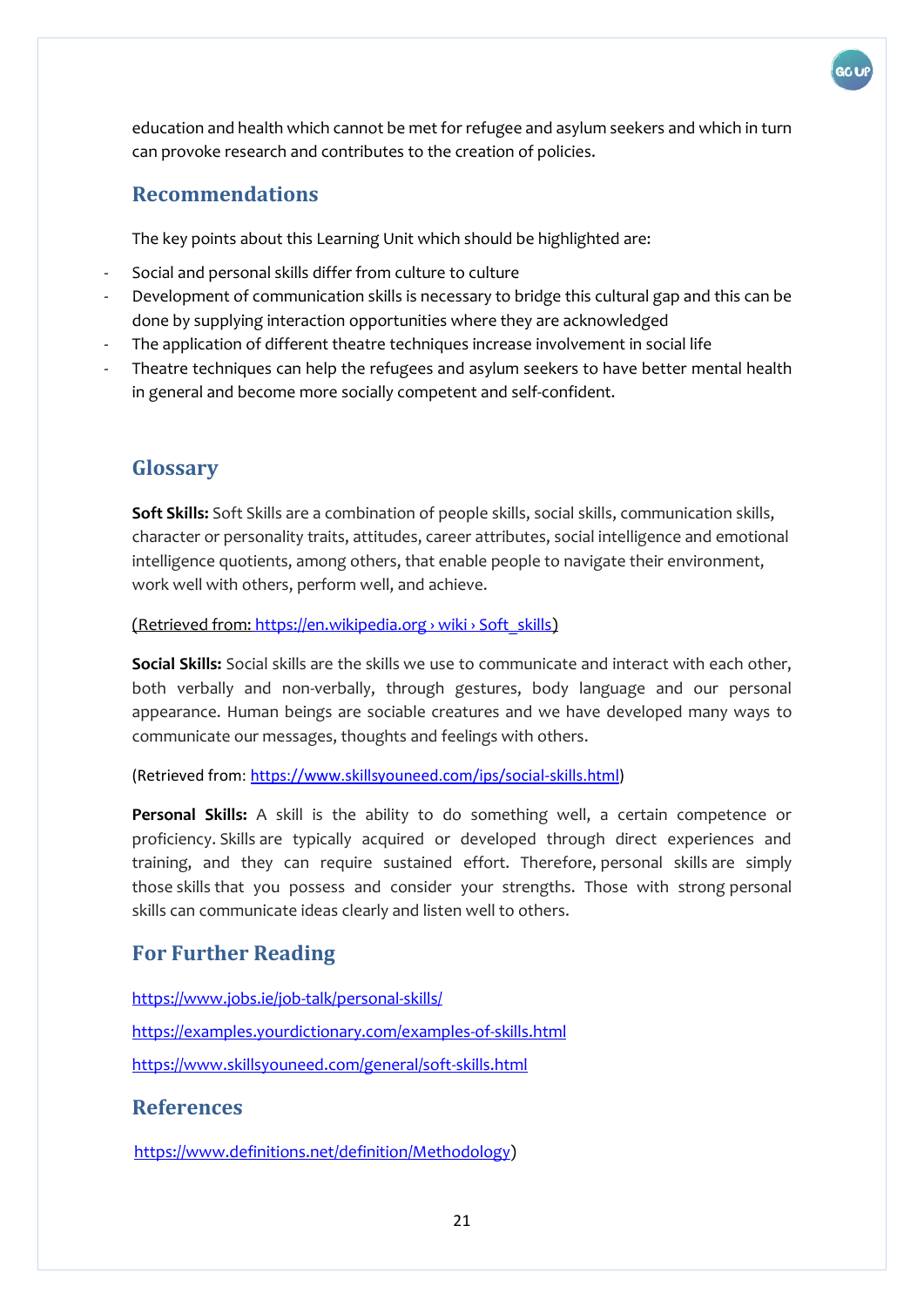education and health which cannot be met for refugee and asylum seekers and which in turn can provoke research and contributes to the creation of policies.

## Recommendations

The key points about this Learning Unit which should be highlighted are:

- Social and personal skills differ from culture to culture
- Development of communication skills is necessary to bridge this cultural gap and this can be done by supplying interaction opportunities where they are acknowledged
- The application of different theatre techniques increase involvement in social life
- Theatre techniques can help the refugees and asylum seekers to have better mental health in general and become more socially competent and self-confident.

## Glossary

**Soft Skills:** Soft Skills are a combination of people skills, social skills, communication skills, character or personality traits, attitudes, career attributes, social intelligence and emotional intelligence quotients, among others, that enable people to navigate their environment, work well with others, perform well, and achieve.

(Retrieved from: https://en.wikipedia.org › wiki › Soft_skills)

**Social Skills:** Social skills are the skills we use to communicate and interact with each other, both verbally and non-verbally, through gestures, body language and our personal appearance. Human beings are sociable creatures and we have developed many ways to communicate our messages, thoughts and feelings with others.

(Retrieved from: https://www.skillsyouneed.com/ips/social-skills.html)

**Personal Skills:** A skill is the ability to do something well, a certain competence or proficiency. Skills are typically acquired or developed through direct experiences and training, and they can require sustained effort. Therefore, personal skills are simply those skills that you possess and consider your strengths. Those with strong personal skills can communicate ideas clearly and listen well to others.

## For Further Reading

https://www.jobs.ie/job-talk/personal-skills/

https://examples.yourdictionary.com/examples-of-skills.html

https://www.skillsyouneed.com/general/soft-skills.html

## References

https://www.definitions.net/definition/Methodology)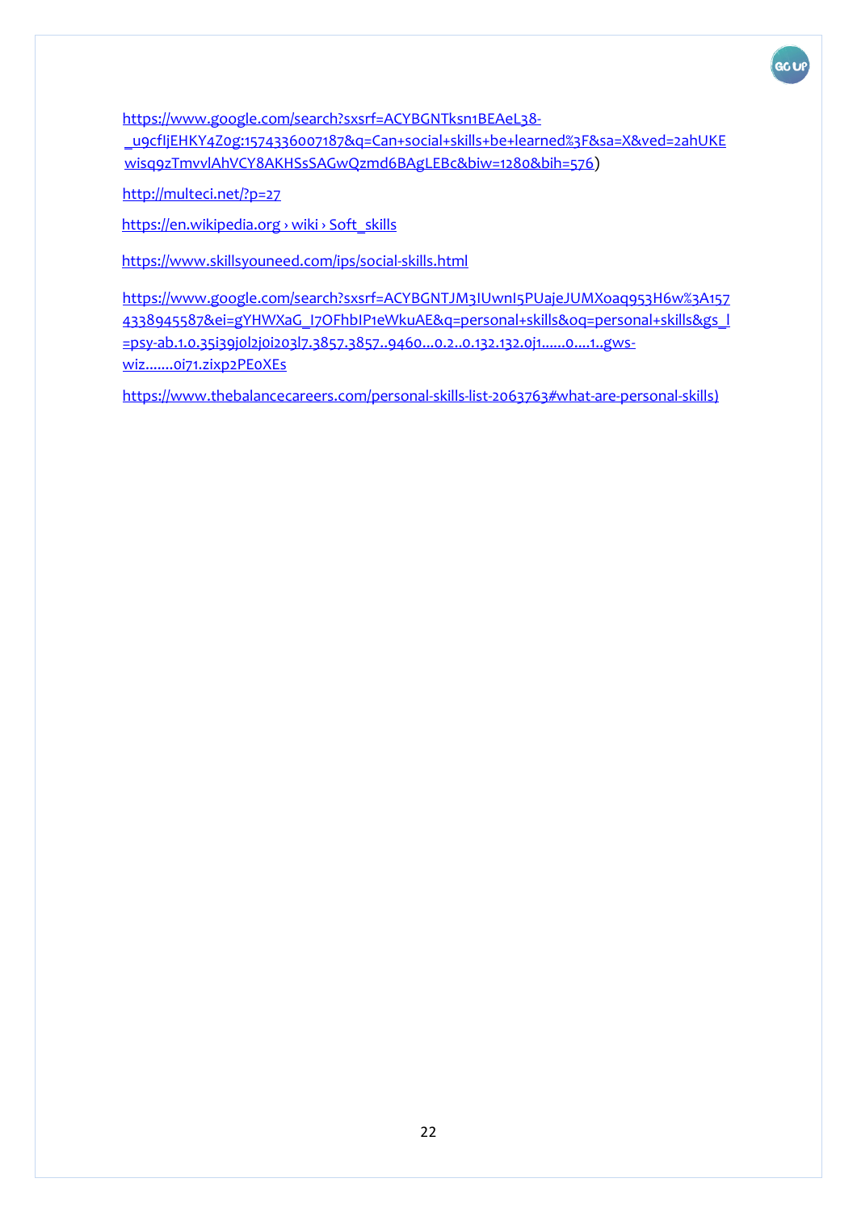https://www.google.com/search?sxsrf=ACYBGNTksn1BEAeL38-_u9cfIjEHKY4Z0g:1574336007187&q=Can+social+skills+be+learned%3F&sa=X&ved=2ahUKEwisq9zTmvvlAhVCY8AKHSsSAGwQzmd6BAgLEBc&biw=1280&bih=576)

http://multeci.net/?p=27

https://en.wikipedia.org › wiki › Soft_skills

https://www.skillsyouneed.com/ips/social-skills.html

https://www.google.com/search?sxsrf=ACYBGNTJM3IUwnI5PUajeJUMX0aq953H6w%3A1574338945587&ei=gYHWXaG_I7OFhbIP1eWkuAE&q=personal+skills&oq=personal+skills&gs_l=psy-ab.1.0.35i39j0l2j0i203l7.3857.3857..9460...0.2..0.132.132.0j1......0....1..gws-wiz.......0i71.zixp2PE0XEs

https://www.thebalancecareers.com/personal-skills-list-2063763#what-are-personal-skills)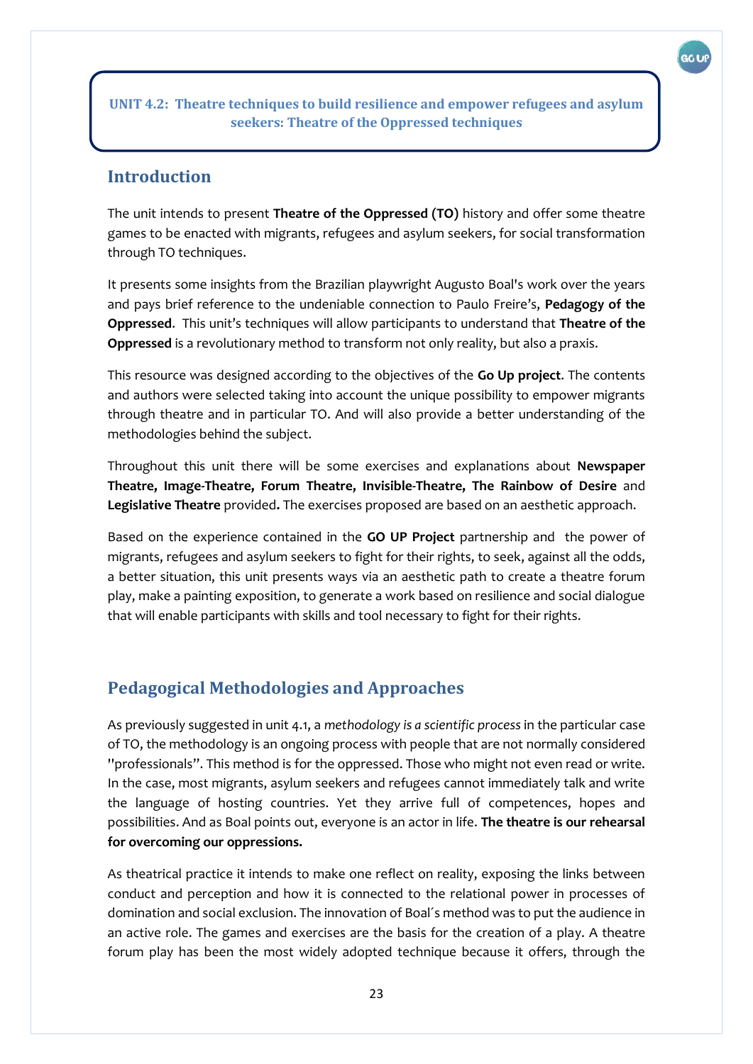**UNIT 4.2: Theatre techniques to build resilience and empower refugees and asylum seekers: Theatre of the Oppressed techniques**

## Introduction

The unit intends to present **Theatre of the Oppressed (TO)** history and offer some theatre games to be enacted with migrants, refugees and asylum seekers, for social transformation through TO techniques.

It presents some insights from the Brazilian playwright Augusto Boal's work over the years and pays brief reference to the undeniable connection to Paulo Freire's, **Pedagogy of the Oppressed**. This unit's techniques will allow participants to understand that **Theatre of the Oppressed** is a revolutionary method to transform not only reality, but also a praxis.

This resource was designed according to the objectives of the **Go Up project**. The contents and authors were selected taking into account the unique possibility to empower migrants through theatre and in particular TO. And will also provide a better understanding of the methodologies behind the subject.

Throughout this unit there will be some exercises and explanations about **Newspaper Theatre, Image-Theatre, Forum Theatre, Invisible-Theatre, The Rainbow of Desire** and **Legislative Theatre** provided**.** The exercises proposed are based on an aesthetic approach.

Based on the experience contained in the **GO UP Project** partnership and the power of migrants, refugees and asylum seekers to fight for their rights, to seek, against all the odds, a better situation, this unit presents ways via an aesthetic path to create a theatre forum play, make a painting exposition, to generate a work based on resilience and social dialogue that will enable participants with skills and tool necessary to fight for their rights.

## Pedagogical Methodologies and Approaches

As previously suggested in unit 4.1, a *methodology is a scientific process* in the particular case of TO, the methodology is an ongoing process with people that are not normally considered "professionals". This method is for the oppressed. Those who might not even read or write. In the case, most migrants, asylum seekers and refugees cannot immediately talk and write the language of hosting countries. Yet they arrive full of competences, hopes and possibilities. And as Boal points out, everyone is an actor in life. **The theatre is our rehearsal for overcoming our oppressions.**

As theatrical practice it intends to make one reflect on reality, exposing the links between conduct and perception and how it is connected to the relational power in processes of domination and social exclusion. The innovation of Boal´s method was to put the audience in an active role. The games and exercises are the basis for the creation of a play. A theatre forum play has been the most widely adopted technique because it offers, through the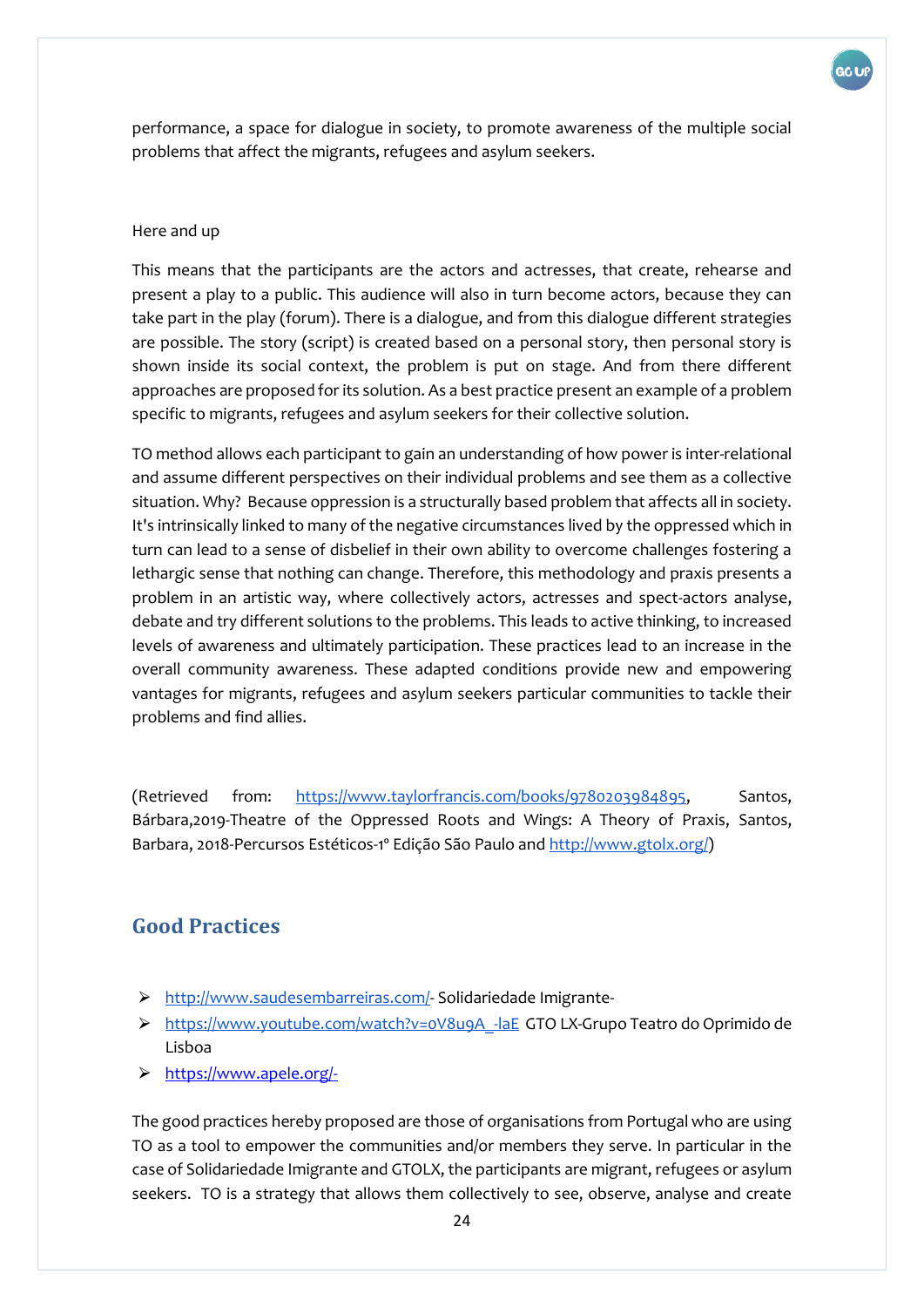performance, a space for dialogue in society, to promote awareness of the multiple social problems that affect the migrants, refugees and asylum seekers.

Here and up

This means that the participants are the actors and actresses, that create, rehearse and present a play to a public. This audience will also in turn become actors, because they can take part in the play (forum). There is a dialogue, and from this dialogue different strategies are possible. The story (script) is created based on a personal story, then personal story is shown inside its social context, the problem is put on stage. And from there different approaches are proposed for its solution. As a best practice present an example of a problem specific to migrants, refugees and asylum seekers for their collective solution.

TO method allows each participant to gain an understanding of how power is inter-relational and assume different perspectives on their individual problems and see them as a collective situation. Why? Because oppression is a structurally based problem that affects all in society. It's intrinsically linked to many of the negative circumstances lived by the oppressed which in turn can lead to a sense of disbelief in their own ability to overcome challenges fostering a lethargic sense that nothing can change. Therefore, this methodology and praxis presents a problem in an artistic way, where collectively actors, actresses and spect-actors analyse, debate and try different solutions to the problems. This leads to active thinking, to increased levels of awareness and ultimately participation. These practices lead to an increase in the overall community awareness. These adapted conditions provide new and empowering vantages for migrants, refugees and asylum seekers particular communities to tackle their problems and find allies.

(Retrieved from: https://www.taylorfrancis.com/books/9780203984895, Santos, Bárbara,2019-Theatre of the Oppressed Roots and Wings: A Theory of Praxis, Santos, Barbara, 2018-Percursos Estéticos-1° Edição São Paulo and http://www.gtolx.org/)

## Good Practices

- http://www.saudesembarreiras.com/- Solidariedade Imigrante-
- https://www.youtube.com/watch?v=oV8u9A_-laE GTO LX-Grupo Teatro do Oprimido de Lisboa
- https://www.apele.org/-

The good practices hereby proposed are those of organisations from Portugal who are using TO as a tool to empower the communities and/or members they serve. In particular in the case of Solidariedade Imigrante and GTOLX, the participants are migrant, refugees or asylum seekers. TO is a strategy that allows them collectively to see, observe, analyse and create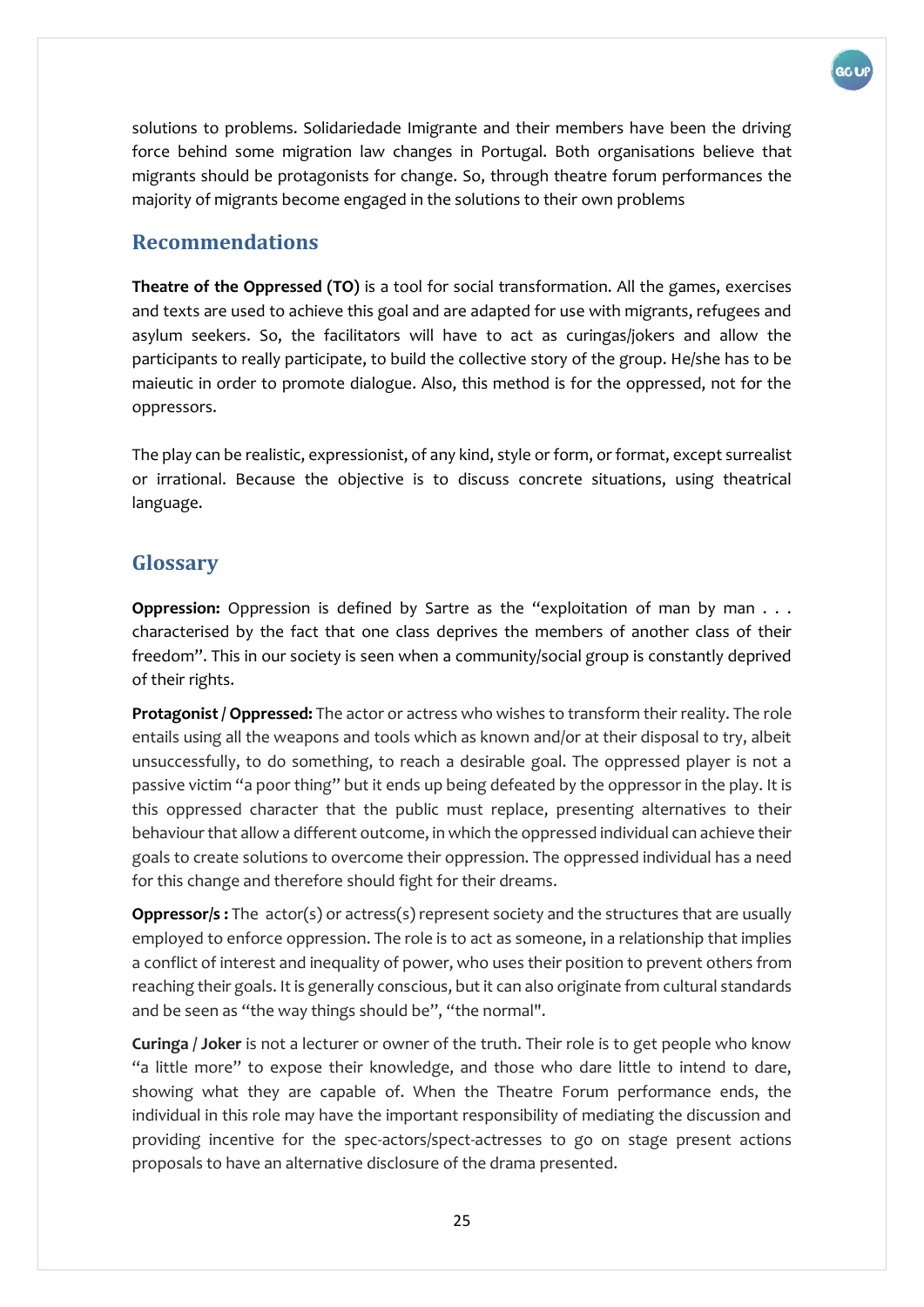solutions to problems. Solidariedade Imigrante and their members have been the driving force behind some migration law changes in Portugal. Both organisations believe that migrants should be protagonists for change. So, through theatre forum performances the majority of migrants become engaged in the solutions to their own problems

## Recommendations

**Theatre of the Oppressed (TO)** is a tool for social transformation. All the games, exercises and texts are used to achieve this goal and are adapted for use with migrants, refugees and asylum seekers. So, the facilitators will have to act as curingas/jokers and allow the participants to really participate, to build the collective story of the group. He/she has to be maieutic in order to promote dialogue. Also, this method is for the oppressed, not for the oppressors.

The play can be realistic, expressionist, of any kind, style or form, or format, except surrealist or irrational. Because the objective is to discuss concrete situations, using theatrical language.

## Glossary

**Oppression:** Oppression is defined by Sartre as the "exploitation of man by man . . . characterised by the fact that one class deprives the members of another class of their freedom". This in our society is seen when a community/social group is constantly deprived of their rights.

**Protagonist / Oppressed:** The actor or actress who wishes to transform their reality. The role entails using all the weapons and tools which as known and/or at their disposal to try, albeit unsuccessfully, to do something, to reach a desirable goal. The oppressed player is not a passive victim "a poor thing" but it ends up being defeated by the oppressor in the play. It is this oppressed character that the public must replace, presenting alternatives to their behaviour that allow a different outcome, in which the oppressed individual can achieve their goals to create solutions to overcome their oppression. The oppressed individual has a need for this change and therefore should fight for their dreams.

**Oppressor/s :** The actor(s) or actress(s) represent society and the structures that are usually employed to enforce oppression. The role is to act as someone, in a relationship that implies a conflict of interest and inequality of power, who uses their position to prevent others from reaching their goals. It is generally conscious, but it can also originate from cultural standards and be seen as "the way things should be", "the normal".

**Curinga / Joker** is not a lecturer or owner of the truth. Their role is to get people who know "a little more" to expose their knowledge, and those who dare little to intend to dare, showing what they are capable of. When the Theatre Forum performance ends, the individual in this role may have the important responsibility of mediating the discussion and providing incentive for the spec-actors/spect-actresses to go on stage present actions proposals to have an alternative disclosure of the drama presented.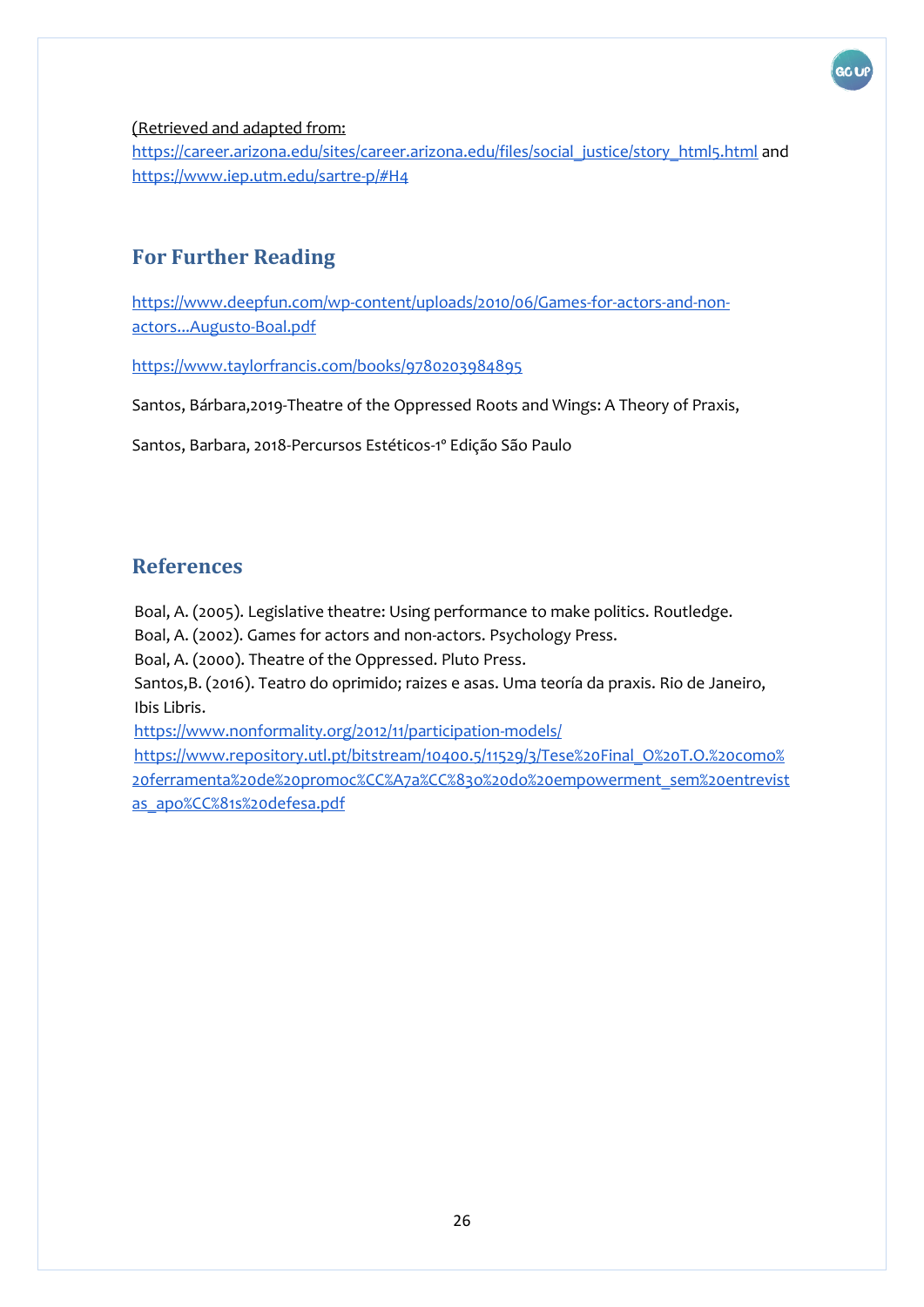(Retrieved and adapted from: https://career.arizona.edu/sites/career.arizona.edu/files/social_justice/story_html5.html and https://www.iep.utm.edu/sartre-p/#H4

## For Further Reading

https://www.deepfun.com/wp-content/uploads/2010/06/Games-for-actors-and-non-actors...Augusto-Boal.pdf

https://www.taylorfrancis.com/books/9780203984895

Santos, Bárbara,2019-Theatre of the Oppressed Roots and Wings: A Theory of Praxis,

Santos, Barbara, 2018-Percursos Estéticos-1º Edição São Paulo

## References

Boal, A. (2005). Legislative theatre: Using performance to make politics. Routledge.
Boal, A. (2002). Games for actors and non-actors. Psychology Press.
Boal, A. (2000). Theatre of the Oppressed. Pluto Press.
Santos,B. (2016). Teatro do oprimido; raizes e asas. Uma teoría da praxis. Rio de Janeiro, Ibis Libris.
https://www.nonformality.org/2012/11/participation-models/
https://www.repository.utl.pt/bitstream/10400.5/11529/3/Tese%20Final_O%20T.O.%20como%20ferramenta%20de%20promoc%CC%A7a%CC%83o%20do%20empowerment_sem%20entrevistas_apo%CC%81s%20defesa.pdf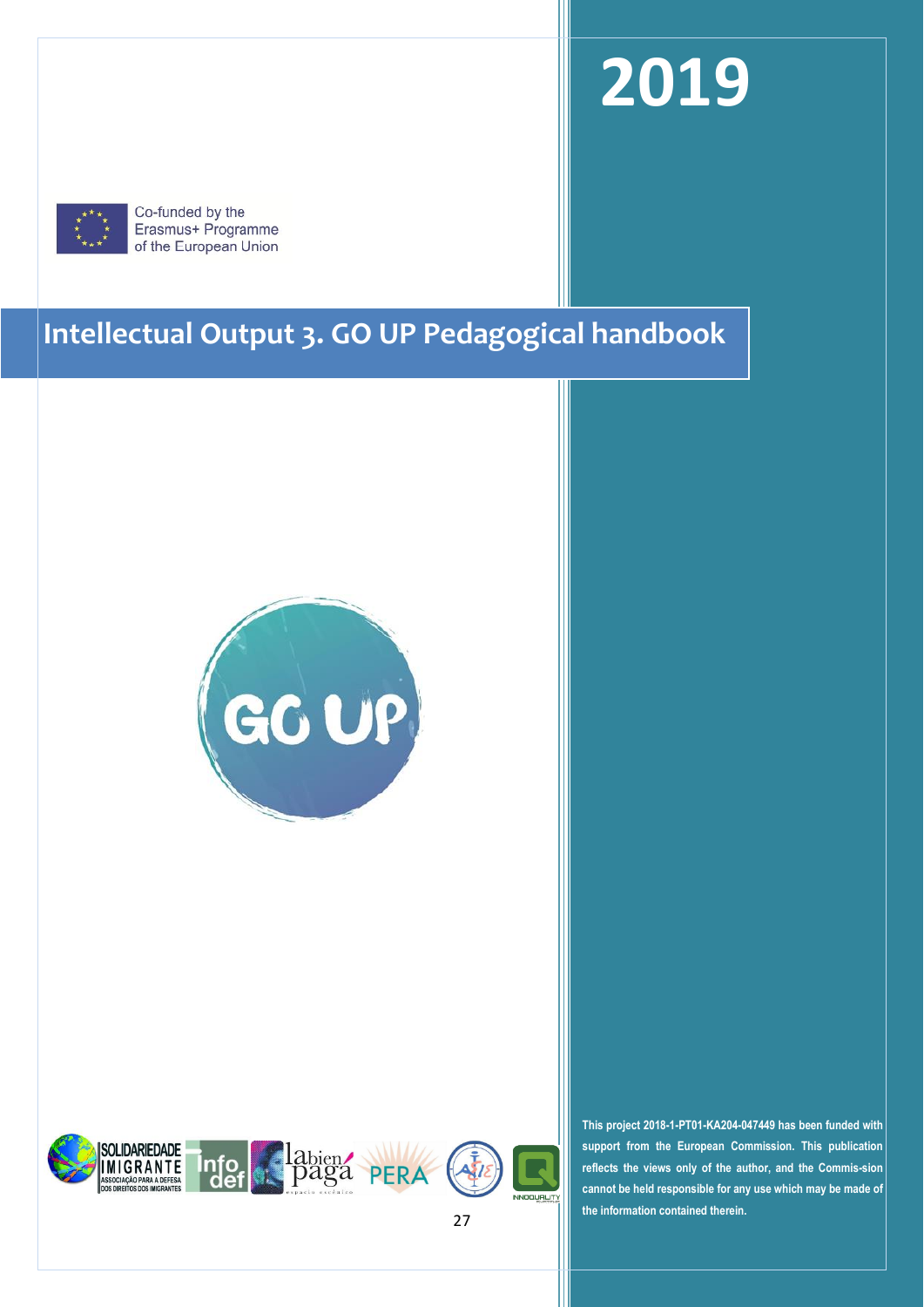# 2019

Co-funded by the Erasmus+ Programme of the European Union

## Intellectual Output 3. GO UP Pedagogical handbook

GO UP

This project 2018-1-PT01-KA204-047449 has been funded with support from the European Commission. This publication reflects the views only of the author, and the Commis-sion cannot be held responsible for any use which may be made of the information contained therein.